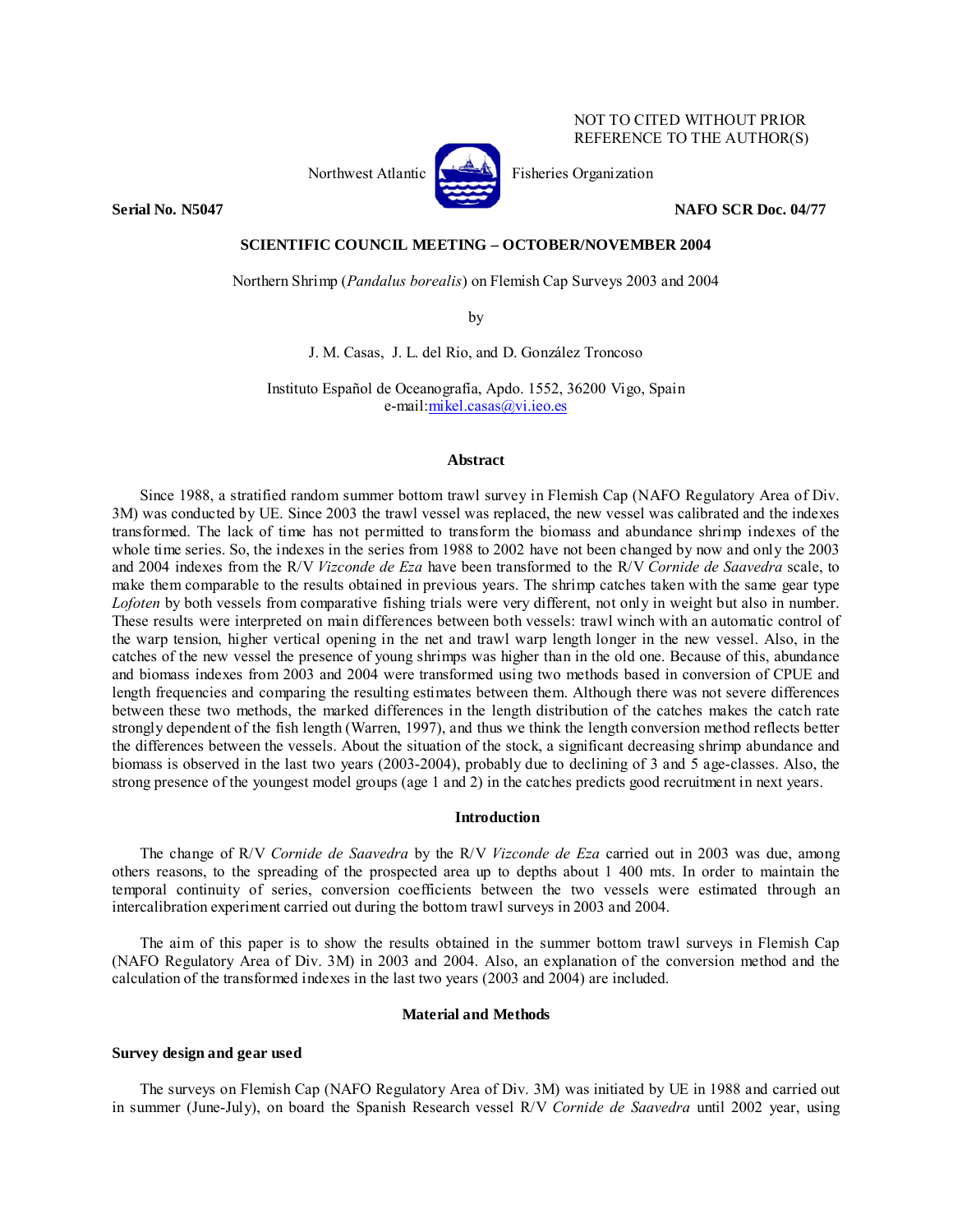NOT TO CITED WITHOUT PRIOR REFERENCE TO THE AUTHOR(S)

Northwest Atlantic Fisheries Organization

**Serial No. N5047** **NAFO SCR Doc. 04/77**

**SCIENTIFIC COUNCIL MEETING – OCTOBER/NOVEMBER 2004**

Northern Shrimp (*Pandalus borealis*) on Flemish Cap Surveys 2003 and 2004

by

J. M. Casas, J. L. del Rio, and D. González Troncoso

Instituto Español de Oceanografía, Apdo. 1552, 36200 Vigo, Spain
e-mail:mikel.casas@vi.ieo.es

## Abstract

Since 1988, a stratified random summer bottom trawl survey in Flemish Cap (NAFO Regulatory Area of Div. 3M) was conducted by UE. Since 2003 the trawl vessel was replaced, the new vessel was calibrated and the indexes transformed. The lack of time has not permitted to transform the biomass and abundance shrimp indexes of the whole time series. So, the indexes in the series from 1988 to 2002 have not been changed by now and only the 2003 and 2004 indexes from the R/V *Vizconde de Eza* have been transformed to the R/V *Cornide de Saavedra* scale, to make them comparable to the results obtained in previous years. The shrimp catches taken with the same gear type *Lofoten* by both vessels from comparative fishing trials were very different, not only in weight but also in number. These results were interpreted on main differences between both vessels: trawl winch with an automatic control of the warp tension, higher vertical opening in the net and trawl warp length longer in the new vessel. Also, in the catches of the new vessel the presence of young shrimps was higher than in the old one. Because of this, abundance and biomass indexes from 2003 and 2004 were transformed using two methods based in conversion of CPUE and length frequencies and comparing the resulting estimates between them. Although there was not severe differences between these two methods, the marked differences in the length distribution of the catches makes the catch rate strongly dependent of the fish length (Warren, 1997), and thus we think the length conversion method reflects better the differences between the vessels. About the situation of the stock, a significant decreasing shrimp abundance and biomass is observed in the last two years (2003-2004), probably due to declining of 3 and 5 age-classes. Also, the strong presence of the youngest model groups (age 1 and 2) in the catches predicts good recruitment in next years.

## Introduction

The change of R/V *Cornide de Saavedra* by the R/V *Vizconde de Eza* carried out in 2003 was due, among others reasons, to the spreading of the prospected area up to depths about 1 400 mts. In order to maintain the temporal continuity of series, conversion coefficients between the two vessels were estimated through an intercalibration experiment carried out during the bottom trawl surveys in 2003 and 2004.

The aim of this paper is to show the results obtained in the summer bottom trawl surveys in Flemish Cap (NAFO Regulatory Area of Div. 3M) in 2003 and 2004. Also, an explanation of the conversion method and the calculation of the transformed indexes in the last two years (2003 and 2004) are included.

## Material and Methods

### Survey design and gear used

The surveys on Flemish Cap (NAFO Regulatory Area of Div. 3M) was initiated by UE in 1988 and carried out in summer (June-July), on board the Spanish Research vessel R/V *Cornide de Saavedra* until 2002 year, using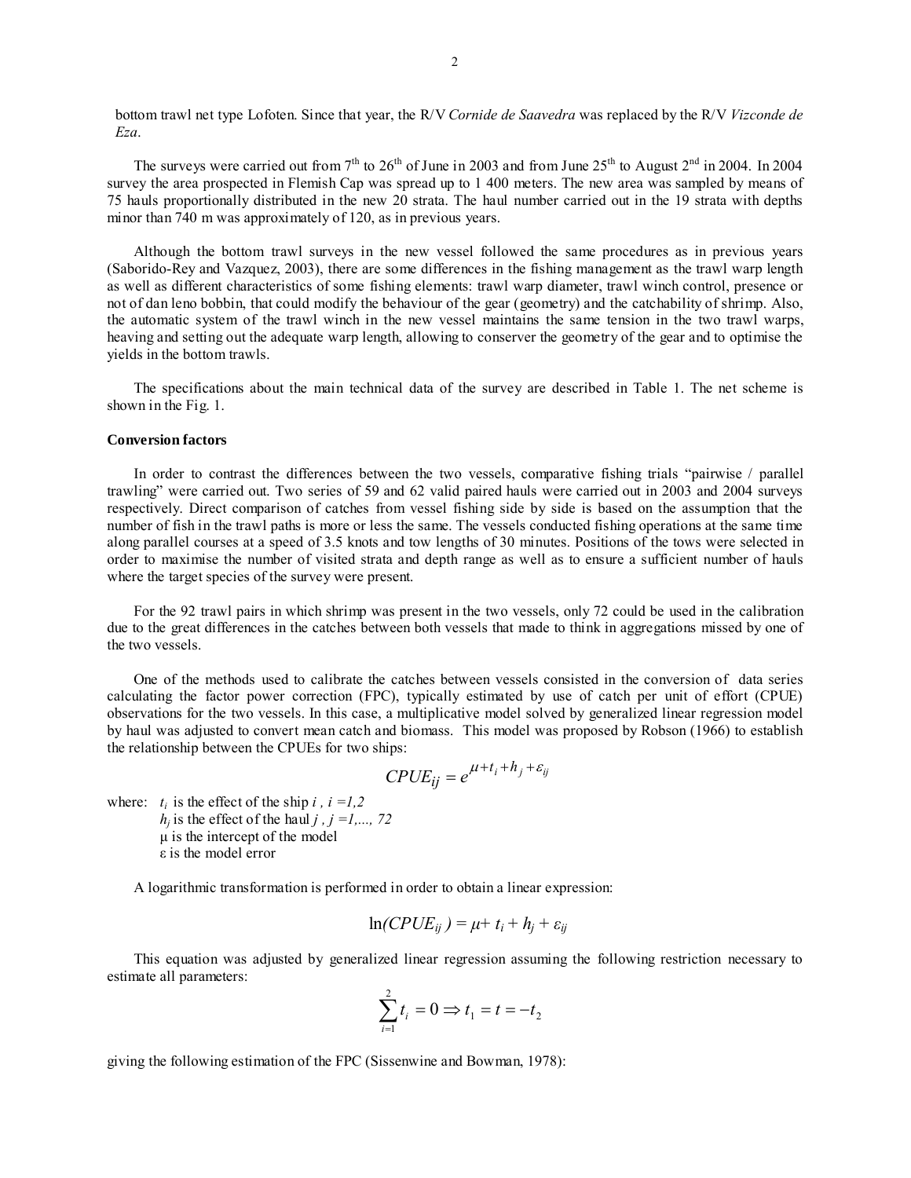bottom trawl net type Lofoten. Since that year, the R/V *Cornide de Saavedra* was replaced by the R/V *Vizconde de Eza*.

The surveys were carried out from 7th to 26th of June in 2003 and from June 25th to August 2nd in 2004. In 2004 survey the area prospected in Flemish Cap was spread up to 1 400 meters. The new area was sampled by means of 75 hauls proportionally distributed in the new 20 strata. The haul number carried out in the 19 strata with depths minor than 740 m was approximately of 120, as in previous years.

Although the bottom trawl surveys in the new vessel followed the same procedures as in previous years (Saborido-Rey and Vazquez, 2003), there are some differences in the fishing management as the trawl warp length as well as different characteristics of some fishing elements: trawl warp diameter, trawl winch control, presence or not of dan leno bobbin, that could modify the behaviour of the gear (geometry) and the catchability of shrimp. Also, the automatic system of the trawl winch in the new vessel maintains the same tension in the two trawl warps, heaving and setting out the adequate warp length, allowing to conserver the geometry of the gear and to optimise the yields in the bottom trawls.

The specifications about the main technical data of the survey are described in Table 1. The net scheme is shown in the Fig. 1.

**Conversion factors**

In order to contrast the differences between the two vessels, comparative fishing trials "pairwise / parallel trawling" were carried out. Two series of 59 and 62 valid paired hauls were carried out in 2003 and 2004 surveys respectively. Direct comparison of catches from vessel fishing side by side is based on the assumption that the number of fish in the trawl paths is more or less the same. The vessels conducted fishing operations at the same time along parallel courses at a speed of 3.5 knots and tow lengths of 30 minutes. Positions of the tows were selected in order to maximise the number of visited strata and depth range as well as to ensure a sufficient number of hauls where the target species of the survey were present.

For the 92 trawl pairs in which shrimp was present in the two vessels, only 72 could be used in the calibration due to the great differences in the catches between both vessels that made to think in aggregations missed by one of the two vessels.

One of the methods used to calibrate the catches between vessels consisted in the conversion of data series calculating the factor power correction (FPC), typically estimated by use of catch per unit of effort (CPUE) observations for the two vessels. In this case, a multiplicative model solved by generalized linear regression model by haul was adjusted to convert mean catch and biomass. This model was proposed by Robson (1966) to establish the relationship between the CPUEs for two ships:

$$CPUE_{ij} = e^{\mu + t_i + h_j + \varepsilon_{ij}}$$

where: $t_i$ is the effect of the ship $i$ , $i = 1,2$
$h_j$ is the effect of the haul $j$ , $j = 1,..., 72$
$\mu$ is the intercept of the model
$\varepsilon$ is the model error

A logarithmic transformation is performed in order to obtain a linear expression:

$$\ln(CPUE_{ij}) = \mu + t_i + h_j + \varepsilon_{ij}$$

This equation was adjusted by generalized linear regression assuming the following restriction necessary to estimate all parameters:

$$\sum_{i=1}^{2} t_i = 0 \Rightarrow t_1 = t = -t_2$$

giving the following estimation of the FPC (Sissenwine and Bowman, 1978):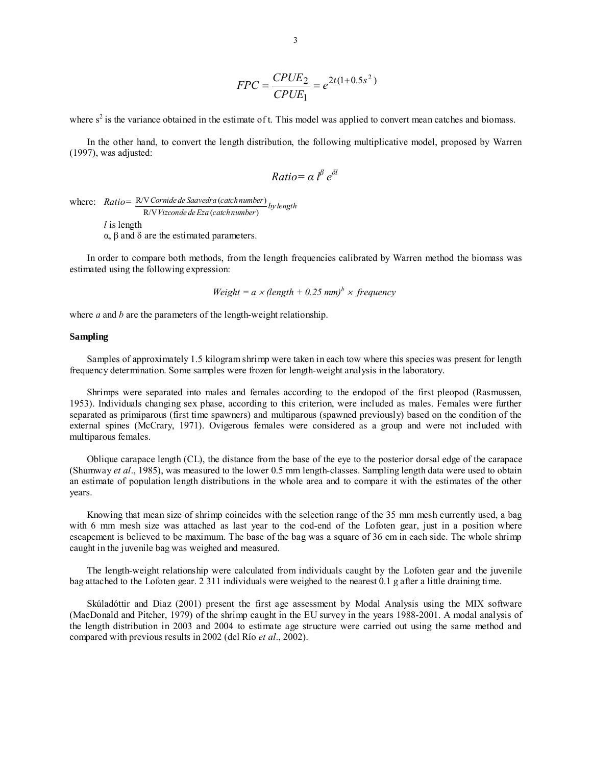$$FPC = \frac{CPUE_2}{CPUE_1} = e^{2t(1+0.5s^2)}$$

where $s^2$ is the variance obtained in the estimate of t. This model was applied to convert mean catches and biomass.

In the other hand, to convert the length distribution, the following multiplicative model, proposed by Warren (1997), was adjusted:

$$Ratio = \alpha\, l^{\beta}\, e^{\delta l}$$

where: $Ratio = \frac{\text{R/V } \textit{Cornide de Saavedra (catch number)}}{\text{R/V } \textit{Vizconde de Eza (catch number)}} \textit{by length}$

*l* is length

α, β and δ are the estimated parameters.

In order to compare both methods, from the length frequencies calibrated by Warren method the biomass was estimated using the following expression:

$$Weight = a \times (length + 0.25\ mm)^{b} \times frequency$$

where *a* and *b* are the parameters of the length-weight relationship.

**Sampling**

Samples of approximately 1.5 kilogram shrimp were taken in each tow where this species was present for length frequency determination. Some samples were frozen for length-weight analysis in the laboratory.

Shrimps were separated into males and females according to the endopod of the first pleopod (Rasmussen, 1953). Individuals changing sex phase, according to this criterion, were included as males. Females were further separated as primiparous (first time spawners) and multiparous (spawned previously) based on the condition of the external spines (McCrary, 1971). Ovigerous females were considered as a group and were not included with multiparous females.

Oblique carapace length (CL), the distance from the base of the eye to the posterior dorsal edge of the carapace (Shumway *et al*., 1985), was measured to the lower 0.5 mm length-classes. Sampling length data were used to obtain an estimate of population length distributions in the whole area and to compare it with the estimates of the other years.

Knowing that mean size of shrimp coincides with the selection range of the 35 mm mesh currently used, a bag with 6 mm mesh size was attached as last year to the cod-end of the Lofoten gear, just in a position where escapement is believed to be maximum. The base of the bag was a square of 36 cm in each side. The whole shrimp caught in the juvenile bag was weighed and measured.

The length-weight relationship were calculated from individuals caught by the Lofoten gear and the juvenile bag attached to the Lofoten gear. 2 311 individuals were weighed to the nearest 0.1 g after a little draining time.

Skúladóttir and Diaz (2001) present the first age assessment by Modal Analysis using the MIX software (MacDonald and Pitcher, 1979) of the shrimp caught in the EU survey in the years 1988-2001. A modal analysis of the length distribution in 2003 and 2004 to estimate age structure were carried out using the same method and compared with previous results in 2002 (del Río *et al*., 2002).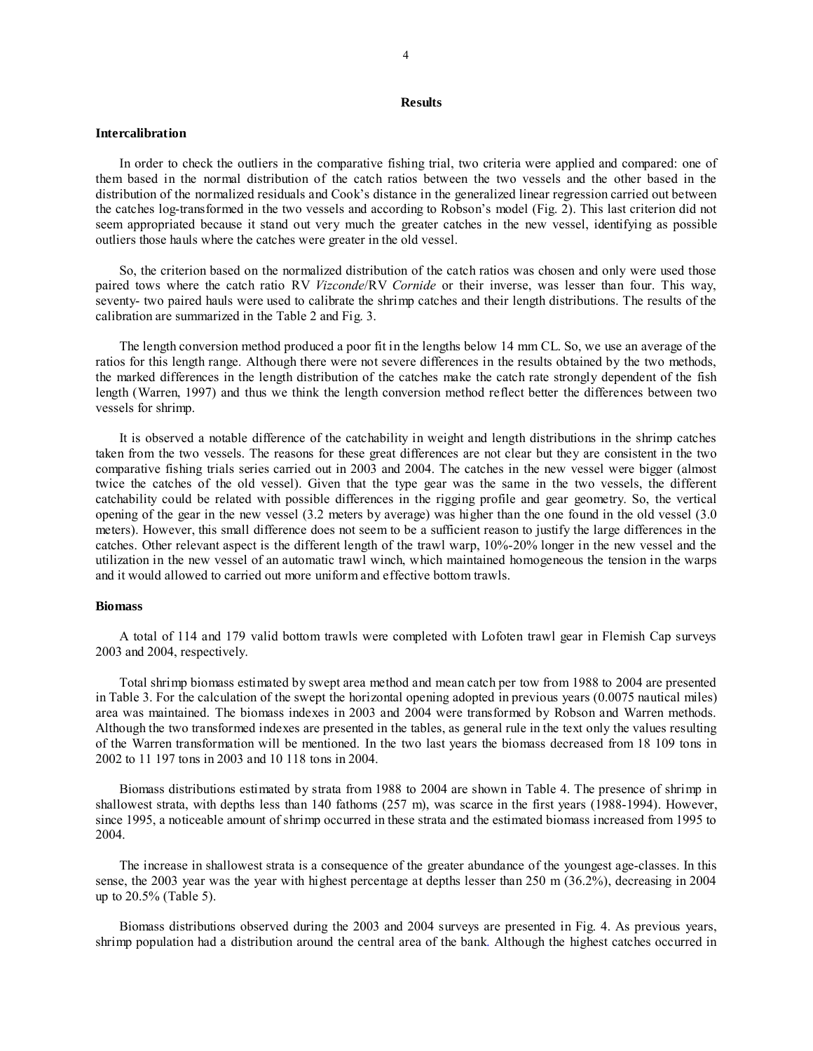## Results

### Intercalibration

In order to check the outliers in the comparative fishing trial, two criteria were applied and compared: one of them based in the normal distribution of the catch ratios between the two vessels and the other based in the distribution of the normalized residuals and Cook's distance in the generalized linear regression carried out between the catches log-transformed in the two vessels and according to Robson's model (Fig. 2). This last criterion did not seem appropriated because it stand out very much the greater catches in the new vessel, identifying as possible outliers those hauls where the catches were greater in the old vessel.

So, the criterion based on the normalized distribution of the catch ratios was chosen and only were used those paired tows where the catch ratio RV *Vizconde*/RV *Cornide* or their inverse, was lesser than four. This way, seventy- two paired hauls were used to calibrate the shrimp catches and their length distributions. The results of the calibration are summarized in the Table 2 and Fig. 3.

The length conversion method produced a poor fit in the lengths below 14 mm CL. So, we use an average of the ratios for this length range. Although there were not severe differences in the results obtained by the two methods, the marked differences in the length distribution of the catches make the catch rate strongly dependent of the fish length (Warren, 1997) and thus we think the length conversion method reflect better the differences between two vessels for shrimp.

It is observed a notable difference of the catchability in weight and length distributions in the shrimp catches taken from the two vessels. The reasons for these great differences are not clear but they are consistent in the two comparative fishing trials series carried out in 2003 and 2004. The catches in the new vessel were bigger (almost twice the catches of the old vessel). Given that the type gear was the same in the two vessels, the different catchability could be related with possible differences in the rigging profile and gear geometry. So, the vertical opening of the gear in the new vessel (3.2 meters by average) was higher than the one found in the old vessel (3.0 meters). However, this small difference does not seem to be a sufficient reason to justify the large differences in the catches. Other relevant aspect is the different length of the trawl warp, 10%-20% longer in the new vessel and the utilization in the new vessel of an automatic trawl winch, which maintained homogeneous the tension in the warps and it would allowed to carried out more uniform and effective bottom trawls.

### Biomass

A total of 114 and 179 valid bottom trawls were completed with Lofoten trawl gear in Flemish Cap surveys 2003 and 2004, respectively.

Total shrimp biomass estimated by swept area method and mean catch per tow from 1988 to 2004 are presented in Table 3. For the calculation of the swept the horizontal opening adopted in previous years (0.0075 nautical miles) area was maintained. The biomass indexes in 2003 and 2004 were transformed by Robson and Warren methods. Although the two transformed indexes are presented in the tables, as general rule in the text only the values resulting of the Warren transformation will be mentioned. In the two last years the biomass decreased from 18 109 tons in 2002 to 11 197 tons in 2003 and 10 118 tons in 2004.

Biomass distributions estimated by strata from 1988 to 2004 are shown in Table 4. The presence of shrimp in shallowest strata, with depths less than 140 fathoms (257 m), was scarce in the first years (1988-1994). However, since 1995, a noticeable amount of shrimp occurred in these strata and the estimated biomass increased from 1995 to 2004.

The increase in shallowest strata is a consequence of the greater abundance of the youngest age-classes. In this sense, the 2003 year was the year with highest percentage at depths lesser than 250 m (36.2%), decreasing in 2004 up to 20.5% (Table 5).

Biomass distributions observed during the 2003 and 2004 surveys are presented in Fig. 4. As previous years, shrimp population had a distribution around the central area of the bank. Although the highest catches occurred in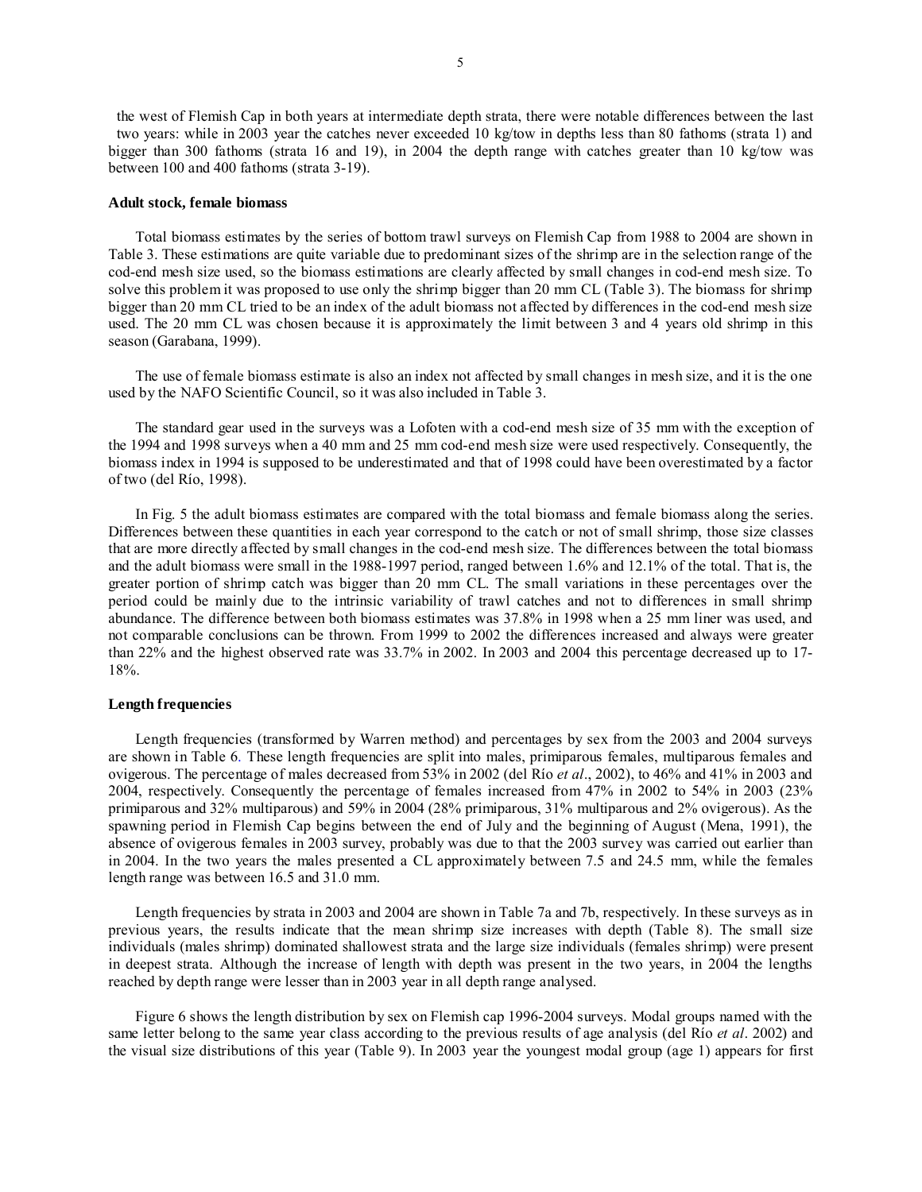the west of Flemish Cap in both years at intermediate depth strata, there were notable differences between the last two years: while in 2003 year the catches never exceeded 10 kg/tow in depths less than 80 fathoms (strata 1) and bigger than 300 fathoms (strata 16 and 19), in 2004 the depth range with catches greater than 10 kg/tow was between 100 and 400 fathoms (strata 3-19).

### Adult stock, female biomass

Total biomass estimates by the series of bottom trawl surveys on Flemish Cap from 1988 to 2004 are shown in Table 3. These estimations are quite variable due to predominant sizes of the shrimp are in the selection range of the cod-end mesh size used, so the biomass estimations are clearly affected by small changes in cod-end mesh size. To solve this problem it was proposed to use only the shrimp bigger than 20 mm CL (Table 3). The biomass for shrimp bigger than 20 mm CL tried to be an index of the adult biomass not affected by differences in the cod-end mesh size used. The 20 mm CL was chosen because it is approximately the limit between 3 and 4 years old shrimp in this season (Garabana, 1999).

The use of female biomass estimate is also an index not affected by small changes in mesh size, and it is the one used by the NAFO Scientific Council, so it was also included in Table 3.

The standard gear used in the surveys was a Lofoten with a cod-end mesh size of 35 mm with the exception of the 1994 and 1998 surveys when a 40 mm and 25 mm cod-end mesh size were used respectively. Consequently, the biomass index in 1994 is supposed to be underestimated and that of 1998 could have been overestimated by a factor of two (del Río, 1998).

In Fig. 5 the adult biomass estimates are compared with the total biomass and female biomass along the series. Differences between these quantities in each year correspond to the catch or not of small shrimp, those size classes that are more directly affected by small changes in the cod-end mesh size. The differences between the total biomass and the adult biomass were small in the 1988-1997 period, ranged between 1.6% and 12.1% of the total. That is, the greater portion of shrimp catch was bigger than 20 mm CL. The small variations in these percentages over the period could be mainly due to the intrinsic variability of trawl catches and not to differences in small shrimp abundance. The difference between both biomass estimates was 37.8% in 1998 when a 25 mm liner was used, and not comparable conclusions can be thrown. From 1999 to 2002 the differences increased and always were greater than 22% and the highest observed rate was 33.7% in 2002. In 2003 and 2004 this percentage decreased up to 17-18%.

### Length frequencies

Length frequencies (transformed by Warren method) and percentages by sex from the 2003 and 2004 surveys are shown in Table 6. These length frequencies are split into males, primiparous females, multiparous females and ovigerous. The percentage of males decreased from 53% in 2002 (del Río *et al*., 2002), to 46% and 41% in 2003 and 2004, respectively. Consequently the percentage of females increased from 47% in 2002 to 54% in 2003 (23% primiparous and 32% multiparous) and 59% in 2004 (28% primiparous, 31% multiparous and 2% ovigerous). As the spawning period in Flemish Cap begins between the end of July and the beginning of August (Mena, 1991), the absence of ovigerous females in 2003 survey, probably was due to that the 2003 survey was carried out earlier than in 2004. In the two years the males presented a CL approximately between 7.5 and 24.5 mm, while the females length range was between 16.5 and 31.0 mm.

Length frequencies by strata in 2003 and 2004 are shown in Table 7a and 7b, respectively. In these surveys as in previous years, the results indicate that the mean shrimp size increases with depth (Table 8). The small size individuals (males shrimp) dominated shallowest strata and the large size individuals (females shrimp) were present in deepest strata. Although the increase of length with depth was present in the two years, in 2004 the lengths reached by depth range were lesser than in 2003 year in all depth range analysed.

Figure 6 shows the length distribution by sex on Flemish cap 1996-2004 surveys. Modal groups named with the same letter belong to the same year class according to the previous results of age analysis (del Río *et al*. 2002) and the visual size distributions of this year (Table 9). In 2003 year the youngest modal group (age 1) appears for first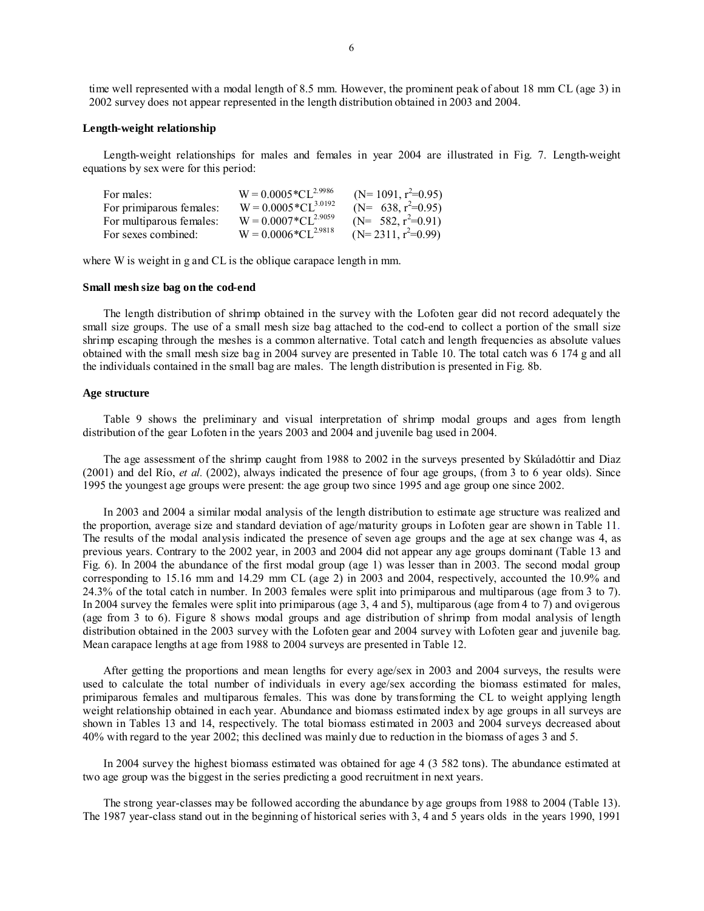time well represented with a modal length of 8.5 mm. However, the prominent peak of about 18 mm CL (age 3) in 2002 survey does not appear represented in the length distribution obtained in 2003 and 2004.

### Length-weight relationship

Length-weight relationships for males and females in year 2004 are illustrated in Fig. 7. Length-weight equations by sex were for this period:

| | | |
|---|---|---|
| For males: | $W = 0.0005 * CL^{2.9986}$ | ($N = 1091$, $r^2 = 0.95$) |
| For primiparous females: | $W = 0.0005 * CL^{3.0192}$ | ($N = 638$, $r^2 = 0.95$) |
| For multiparous females: | $W = 0.0007 * CL^{2.9059}$ | ($N = 582$, $r^2 = 0.91$) |
| For sexes combined: | $W = 0.0006 * CL^{2.9818}$ | ($N = 2311$, $r^2 = 0.99$) |

where W is weight in g and CL is the oblique carapace length in mm.

### Small mesh size bag on the cod-end

The length distribution of shrimp obtained in the survey with the Lofoten gear did not record adequately the small size groups. The use of a small mesh size bag attached to the cod-end to collect a portion of the small size shrimp escaping through the meshes is a common alternative. Total catch and length frequencies as absolute values obtained with the small mesh size bag in 2004 survey are presented in Table 10. The total catch was 6 174 g and all the individuals contained in the small bag are males. The length distribution is presented in Fig. 8b.

### Age structure

Table 9 shows the preliminary and visual interpretation of shrimp modal groups and ages from length distribution of the gear Lofoten in the years 2003 and 2004 and juvenile bag used in 2004.

The age assessment of the shrimp caught from 1988 to 2002 in the surveys presented by Skúladóttir and Diaz (2001) and del Río, *et al*. (2002), always indicated the presence of four age groups, (from 3 to 6 year olds). Since 1995 the youngest age groups were present: the age group two since 1995 and age group one since 2002.

In 2003 and 2004 a similar modal analysis of the length distribution to estimate age structure was realized and the proportion, average size and standard deviation of age/maturity groups in Lofoten gear are shown in Table 11. The results of the modal analysis indicated the presence of seven age groups and the age at sex change was 4, as previous years. Contrary to the 2002 year, in 2003 and 2004 did not appear any age groups dominant (Table 13 and Fig. 6). In 2004 the abundance of the first modal group (age 1) was lesser than in 2003. The second modal group corresponding to 15.16 mm and 14.29 mm CL (age 2) in 2003 and 2004, respectively, accounted the 10.9% and 24.3% of the total catch in number. In 2003 females were split into primiparous and multiparous (age from 3 to 7). In 2004 survey the females were split into primiparous (age 3, 4 and 5), multiparous (age from 4 to 7) and ovigerous (age from 3 to 6). Figure 8 shows modal groups and age distribution of shrimp from modal analysis of length distribution obtained in the 2003 survey with the Lofoten gear and 2004 survey with Lofoten gear and juvenile bag. Mean carapace lengths at age from 1988 to 2004 surveys are presented in Table 12.

After getting the proportions and mean lengths for every age/sex in 2003 and 2004 surveys, the results were used to calculate the total number of individuals in every age/sex according the biomass estimated for males, primiparous females and multiparous females. This was done by transforming the CL to weight applying length weight relationship obtained in each year. Abundance and biomass estimated index by age groups in all surveys are shown in Tables 13 and 14, respectively. The total biomass estimated in 2003 and 2004 surveys decreased about 40% with regard to the year 2002; this declined was mainly due to reduction in the biomass of ages 3 and 5.

In 2004 survey the highest biomass estimated was obtained for age 4 (3 582 tons). The abundance estimated at two age group was the biggest in the series predicting a good recruitment in next years.

The strong year-classes may be followed according the abundance by age groups from 1988 to 2004 (Table 13). The 1987 year-class stand out in the beginning of historical series with 3, 4 and 5 years olds in the years 1990, 1991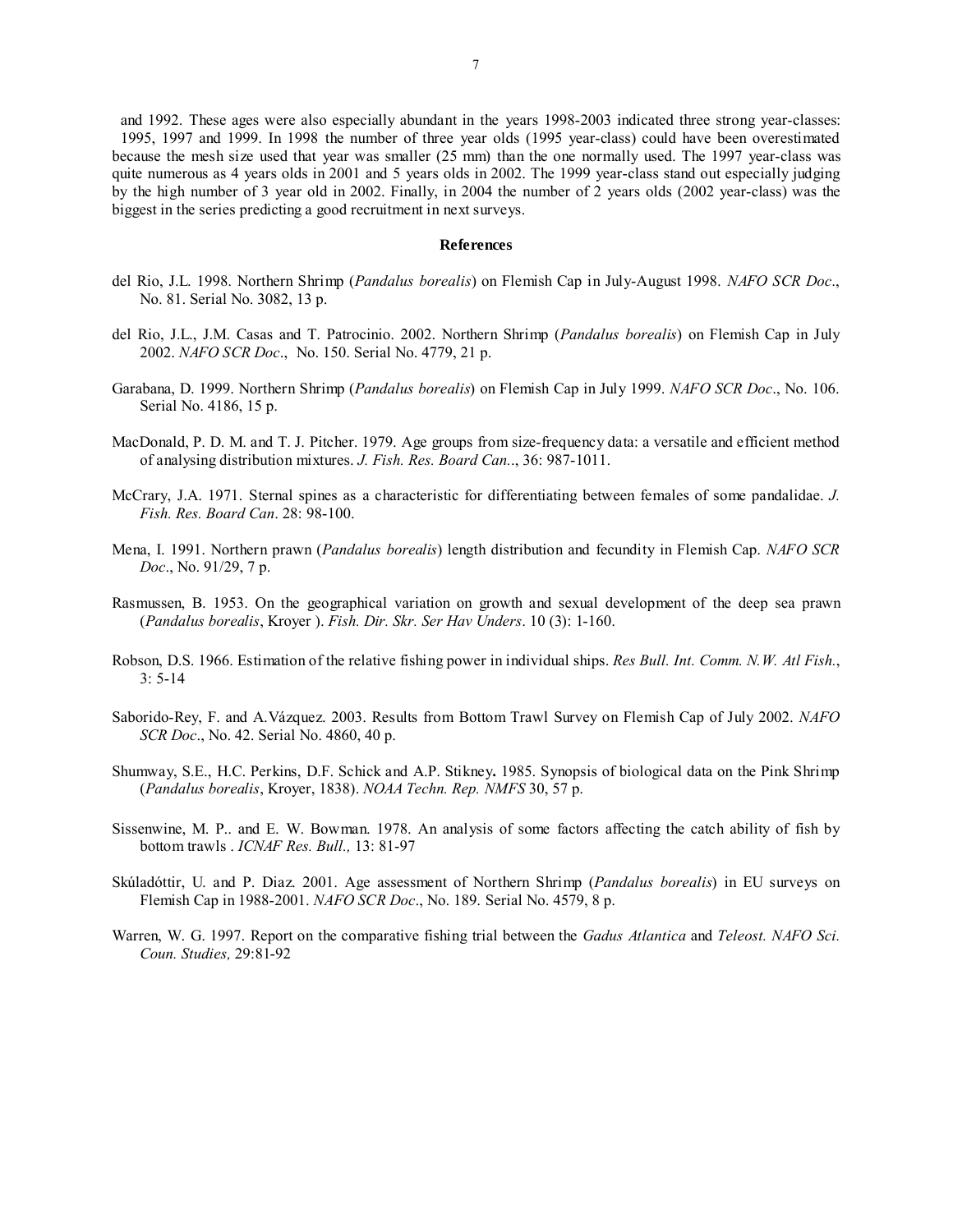and 1992. These ages were also especially abundant in the years 1998-2003 indicated three strong year-classes: 1995, 1997 and 1999. In 1998 the number of three year olds (1995 year-class) could have been overestimated because the mesh size used that year was smaller (25 mm) than the one normally used. The 1997 year-class was quite numerous as 4 years olds in 2001 and 5 years olds in 2002. The 1999 year-class stand out especially judging by the high number of 3 year old in 2002. Finally, in 2004 the number of 2 years olds (2002 year-class) was the biggest in the series predicting a good recruitment in next surveys.

## References

del Rio, J.L. 1998. Northern Shrimp (*Pandalus borealis*) on Flemish Cap in July-August 1998. *NAFO SCR Doc*., No. 81. Serial No. 3082, 13 p.

del Rio, J.L., J.M. Casas and T. Patrocinio. 2002. Northern Shrimp (*Pandalus borealis*) on Flemish Cap in July 2002. *NAFO SCR Doc*., No. 150. Serial No. 4779, 21 p.

Garabana, D. 1999. Northern Shrimp (*Pandalus borealis*) on Flemish Cap in July 1999. *NAFO SCR Doc*., No. 106. Serial No. 4186, 15 p.

MacDonald, P. D. M. and T. J. Pitcher. 1979. Age groups from size-frequency data: a versatile and efficient method of analysing distribution mixtures. *J. Fish. Res. Board Can.*., 36: 987-1011.

McCrary, J.A. 1971. Sternal spines as a characteristic for differentiating between females of some pandalidae. *J. Fish. Res. Board Can*. 28: 98-100.

Mena, I. 1991. Northern prawn (*Pandalus borealis*) length distribution and fecundity in Flemish Cap. *NAFO SCR Doc*., No. 91/29, 7 p.

Rasmussen, B. 1953. On the geographical variation on growth and sexual development of the deep sea prawn (*Pandalus borealis*, Kroyer ). *Fish. Dir. Skr. Ser Hav Unders*. 10 (3): 1-160.

Robson, D.S. 1966. Estimation of the relative fishing power in individual ships. *Res Bull. Int. Comm. N.W. Atl Fish.*, 3: 5-14

Saborido-Rey, F. and A.Vázquez. 2003. Results from Bottom Trawl Survey on Flemish Cap of July 2002. *NAFO SCR Doc*., No. 42. Serial No. 4860, 40 p.

Shumway, S.E., H.C. Perkins, D.F. Schick and A.P. Stikney**.** 1985. Synopsis of biological data on the Pink Shrimp (*Pandalus borealis*, Kroyer, 1838). *NOAA Techn. Rep. NMFS* 30, 57 p.

Sissenwine, M. P.. and E. W. Bowman. 1978. An analysis of some factors affecting the catch ability of fish by bottom trawls . *ICNAF Res. Bull.,* 13: 81-97

Skúladóttir, U. and P. Diaz. 2001. Age assessment of Northern Shrimp (*Pandalus borealis*) in EU surveys on Flemish Cap in 1988-2001. *NAFO SCR Doc*., No. 189. Serial No. 4579, 8 p.

Warren, W. G. 1997. Report on the comparative fishing trial between the *Gadus Atlantica* and *Teleost. NAFO Sci. Coun. Studies,* 29:81-92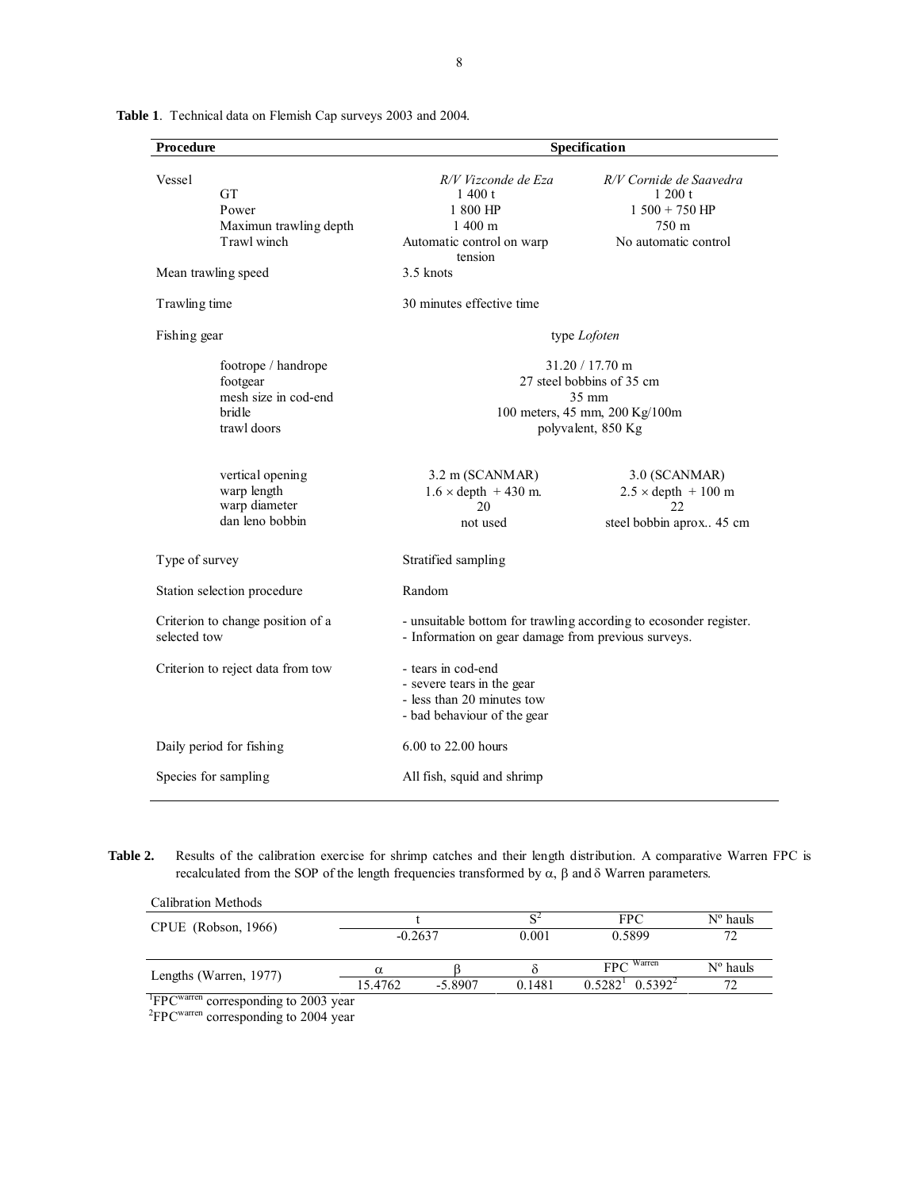**Table 1**. Technical data on Flemish Cap surveys 2003 and 2004.

| **Procedure** | **Specification** | |
|---|---|---|
| Vessel | *R/V Vizconde de Eza* | *R/V Cornide de Saavedra* |
| GT | 1 400 t | 1 200 t |
| Power | 1 800 HP | 1 500 + 750 HP |
| Maximun trawling depth | 1 400 m | 750 m |
| Trawl winch | Automatic control on warp tension | No automatic control |
| Mean trawling speed | 3.5 knots | |
| Trawling time | 30 minutes effective time | |
| Fishing gear | type *Lofoten* | |
| footrope / handrope | 31.20 / 17.70 m | |
| footgear | 27 steel bobbins of 35 cm | |
| mesh size in cod-end | 35 mm | |
| bridle | 100 meters, 45 mm, 200 Kg/100m | |
| trawl doors | polyvalent, 850 Kg | |
| vertical opening | 3.2 m (SCANMAR) | 3.0 (SCANMAR) |
| warp length | 1.6 × depth + 430 m. | 2.5 × depth + 100 m |
| warp diameter | 20 | 22 |
| dan leno bobbin | not used | steel bobbin aprox.. 45 cm |
| Type of survey | Stratified sampling | |
| Station selection procedure | Random | |
| Criterion to change position of a selected tow | - unsuitable bottom for trawling according to ecosonder register.<br>- Information on gear damage from previous surveys. | |
| Criterion to reject data from tow | - tears in cod-end<br>- severe tears in the gear<br>- less than 20 minutes tow<br>- bad behaviour of the gear | |
| Daily period for fishing | 6.00 to 22.00 hours | |
| Species for sampling | All fish, squid and shrimp | |

**Table 2.** Results of the calibration exercise for shrimp catches and their length distribution. A comparative Warren FPC is recalculated from the SOP of the length frequencies transformed by α, β and δ Warren parameters.

| Calibration Methods | | | | | |
|---|---|---|---|---|---|
| CPUE (Robson, 1966) | t | | $S^2$ | FPC | Nº hauls |
| | -0.2637 | | 0.001 | 0.5899 | 72 |
| Lengths (Warren, 1977) | α | β | δ | $FPC^{Warren}$ | Nº hauls |
| | 15.4762 | -5.8907 | 0.1481 | 0.5282[1] 0.5392[2] | 72 |

[1] $FPC^{warren}$ corresponding to 2003 year
[2] $FPC^{warren}$ corresponding to 2004 year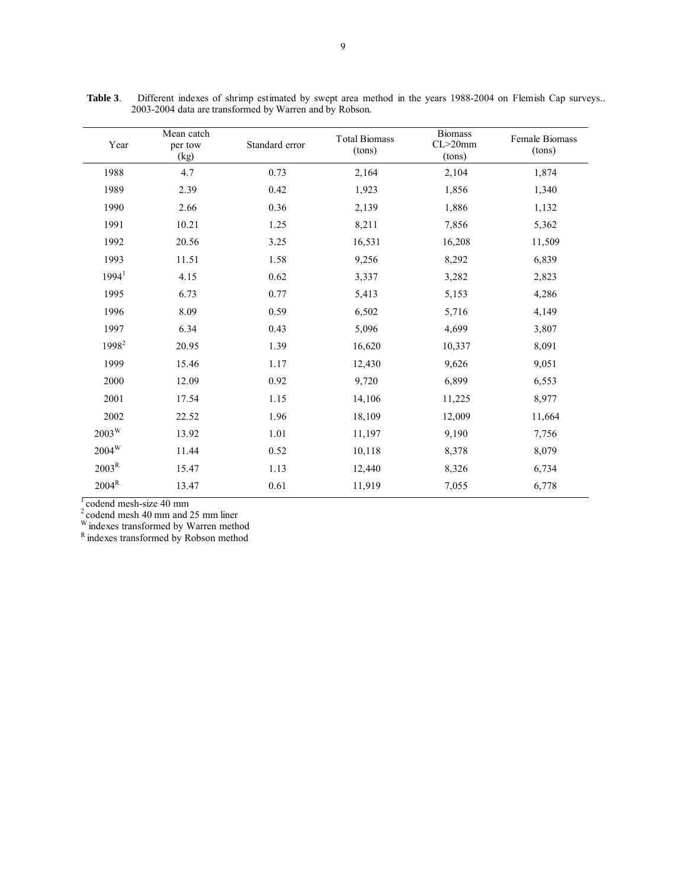**Table 3**. Different indexes of shrimp estimated by swept area method in the years 1988-2004 on Flemish Cap surveys.. 2003-2004 data are transformed by Warren and by Robson.

| Year | Mean catch per tow (kg) | Standard error | Total Biomass (tons) | Biomass CL>20mm (tons) | Female Biomass (tons) |
|---|---|---|---|---|---|
| 1988 | 4.7 | 0.73 | 2,164 | 2,104 | 1,874 |
| 1989 | 2.39 | 0.42 | 1,923 | 1,856 | 1,340 |
| 1990 | 2.66 | 0.36 | 2,139 | 1,886 | 1,132 |
| 1991 | 10.21 | 1.25 | 8,211 | 7,856 | 5,362 |
| 1992 | 20.56 | 3.25 | 16,531 | 16,208 | 11,509 |
| 1993 | 11.51 | 1.58 | 9,256 | 8,292 | 6,839 |
| 1994[1] | 4.15 | 0.62 | 3,337 | 3,282 | 2,823 |
| 1995 | 6.73 | 0.77 | 5,413 | 5,153 | 4,286 |
| 1996 | 8.09 | 0.59 | 6,502 | 5,716 | 4,149 |
| 1997 | 6.34 | 0.43 | 5,096 | 4,699 | 3,807 |
| 1998[2] | 20.95 | 1.39 | 16,620 | 10,337 | 8,091 |
| 1999 | 15.46 | 1.17 | 12,430 | 9,626 | 9,051 |
| 2000 | 12.09 | 0.92 | 9,720 | 6,899 | 6,553 |
| 2001 | 17.54 | 1.15 | 14,106 | 11,225 | 8,977 |
| 2002 | 22.52 | 1.96 | 18,109 | 12,009 | 11,664 |
| 2003[W] | 13.92 | 1.01 | 11,197 | 9,190 | 7,756 |
| 2004[W] | 11.44 | 0.52 | 10,118 | 8,378 | 8,079 |
| 2003[R] | 15.47 | 1.13 | 12,440 | 8,326 | 6,734 |
| 2004[R] | 13.47 | 0.61 | 11,919 | 7,055 | 6,778 |

[1] codend mesh-size 40 mm
[2] codend mesh 40 mm and 25 mm liner
[W] indexes transformed by Warren method
[R] indexes transformed by Robson method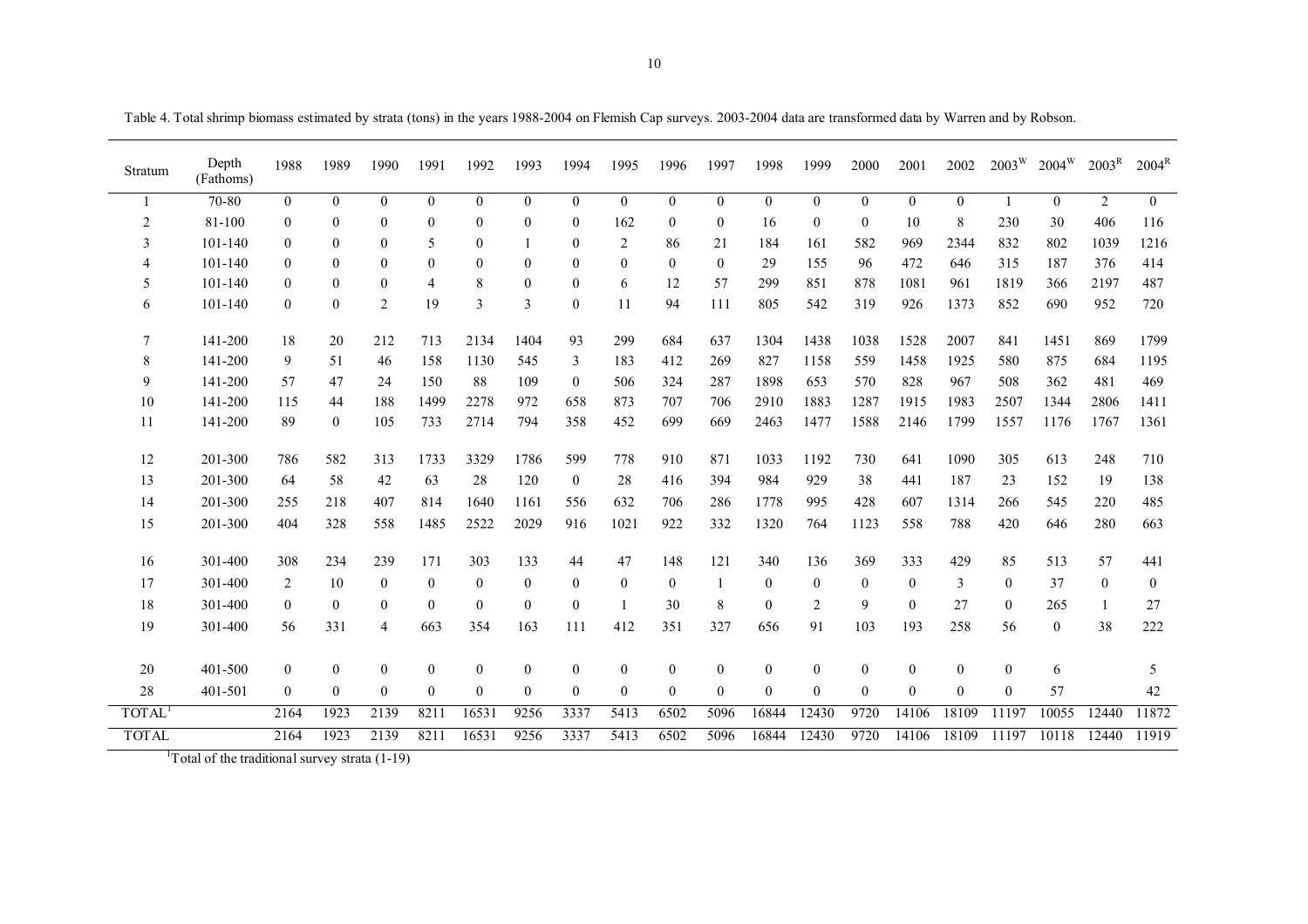Table 4. Total shrimp biomass estimated by strata (tons) in the years 1988-2004 on Flemish Cap surveys. 2003-2004 data are transformed data by Warren and by Robson.

| Stratum | Depth (Fathoms) | 1988 | 1989 | 1990 | 1991 | 1992 | 1993 | 1994 | 1995 | 1996 | 1997 | 1998 | 1999 | 2000 | 2001 | 2002 | $2003^W$ | $2004^W$ | $2003^R$ | $2004^R$ |
|---|---|---|---|---|---|---|---|---|---|---|---|---|---|---|---|---|---|---|---|---|
| 1 | 70-80 | 0 | 0 | 0 | 0 | 0 | 0 | 0 | 0 | 0 | 0 | 0 | 0 | 0 | 0 | 0 | 1 | 0 | 2 | 0 |
| 2 | 81-100 | 0 | 0 | 0 | 0 | 0 | 0 | 0 | 162 | 0 | 0 | 16 | 0 | 0 | 10 | 8 | 230 | 30 | 406 | 116 |
| 3 | 101-140 | 0 | 0 | 0 | 5 | 0 | 1 | 0 | 2 | 86 | 21 | 184 | 161 | 582 | 969 | 2344 | 832 | 802 | 1039 | 1216 |
| 4 | 101-140 | 0 | 0 | 0 | 0 | 0 | 0 | 0 | 0 | 0 | 0 | 29 | 155 | 96 | 472 | 646 | 315 | 187 | 376 | 414 |
| 5 | 101-140 | 0 | 0 | 0 | 4 | 8 | 0 | 0 | 6 | 12 | 57 | 299 | 851 | 878 | 1081 | 961 | 1819 | 366 | 2197 | 487 |
| 6 | 101-140 | 0 | 0 | 2 | 19 | 3 | 3 | 0 | 11 | 94 | 111 | 805 | 542 | 319 | 926 | 1373 | 852 | 690 | 952 | 720 |
| 7 | 141-200 | 18 | 20 | 212 | 713 | 2134 | 1404 | 93 | 299 | 684 | 637 | 1304 | 1438 | 1038 | 1528 | 2007 | 841 | 1451 | 869 | 1799 |
| 8 | 141-200 | 9 | 51 | 46 | 158 | 1130 | 545 | 3 | 183 | 412 | 269 | 827 | 1158 | 559 | 1458 | 1925 | 580 | 875 | 684 | 1195 |
| 9 | 141-200 | 57 | 47 | 24 | 150 | 88 | 109 | 0 | 506 | 324 | 287 | 1898 | 653 | 570 | 828 | 967 | 508 | 362 | 481 | 469 |
| 10 | 141-200 | 115 | 44 | 188 | 1499 | 2278 | 972 | 658 | 873 | 707 | 706 | 2910 | 1883 | 1287 | 1915 | 1983 | 2507 | 1344 | 2806 | 1411 |
| 11 | 141-200 | 89 | 0 | 105 | 733 | 2714 | 794 | 358 | 452 | 699 | 669 | 2463 | 1477 | 1588 | 2146 | 1799 | 1557 | 1176 | 1767 | 1361 |
| 12 | 201-300 | 786 | 582 | 313 | 1733 | 3329 | 1786 | 599 | 778 | 910 | 871 | 1033 | 1192 | 730 | 641 | 1090 | 305 | 613 | 248 | 710 |
| 13 | 201-300 | 64 | 58 | 42 | 63 | 28 | 120 | 0 | 28 | 416 | 394 | 984 | 929 | 38 | 441 | 187 | 23 | 152 | 19 | 138 |
| 14 | 201-300 | 255 | 218 | 407 | 814 | 1640 | 1161 | 556 | 632 | 706 | 286 | 1778 | 995 | 428 | 607 | 1314 | 266 | 545 | 220 | 485 |
| 15 | 201-300 | 404 | 328 | 558 | 1485 | 2522 | 2029 | 916 | 1021 | 922 | 332 | 1320 | 764 | 1123 | 558 | 788 | 420 | 646 | 280 | 663 |
| 16 | 301-400 | 308 | 234 | 239 | 171 | 303 | 133 | 44 | 47 | 148 | 121 | 340 | 136 | 369 | 333 | 429 | 85 | 513 | 57 | 441 |
| 17 | 301-400 | 2 | 10 | 0 | 0 | 0 | 0 | 0 | 0 | 0 | 1 | 0 | 0 | 0 | 0 | 3 | 0 | 37 | 0 | 0 |
| 18 | 301-400 | 0 | 0 | 0 | 0 | 0 | 0 | 0 | 1 | 30 | 8 | 0 | 2 | 9 | 0 | 27 | 0 | 265 | 1 | 27 |
| 19 | 301-400 | 56 | 331 | 4 | 663 | 354 | 163 | 111 | 412 | 351 | 327 | 656 | 91 | 103 | 193 | 258 | 56 | 0 | 38 | 222 |
| 20 | 401-500 | 0 | 0 | 0 | 0 | 0 | 0 | 0 | 0 | 0 | 0 | 0 | 0 | 0 | 0 | 0 | 0 | 6 | | 5 |
| 28 | 401-501 | 0 | 0 | 0 | 0 | 0 | 0 | 0 | 0 | 0 | 0 | 0 | 0 | 0 | 0 | 0 | 0 | 57 | | 42 |
| TOTAL[1] | | 2164 | 1923 | 2139 | 8211 | 16531 | 9256 | 3337 | 5413 | 6502 | 5096 | 16844 | 12430 | 9720 | 14106 | 18109 | 11197 | 10055 | 12440 | 11872 |
| TOTAL | | 2164 | 1923 | 2139 | 8211 | 16531 | 9256 | 3337 | 5413 | 6502 | 5096 | 16844 | 12430 | 9720 | 14106 | 18109 | 11197 | 10118 | 12440 | 11919 |

[1]Total of the traditional survey strata (1-19)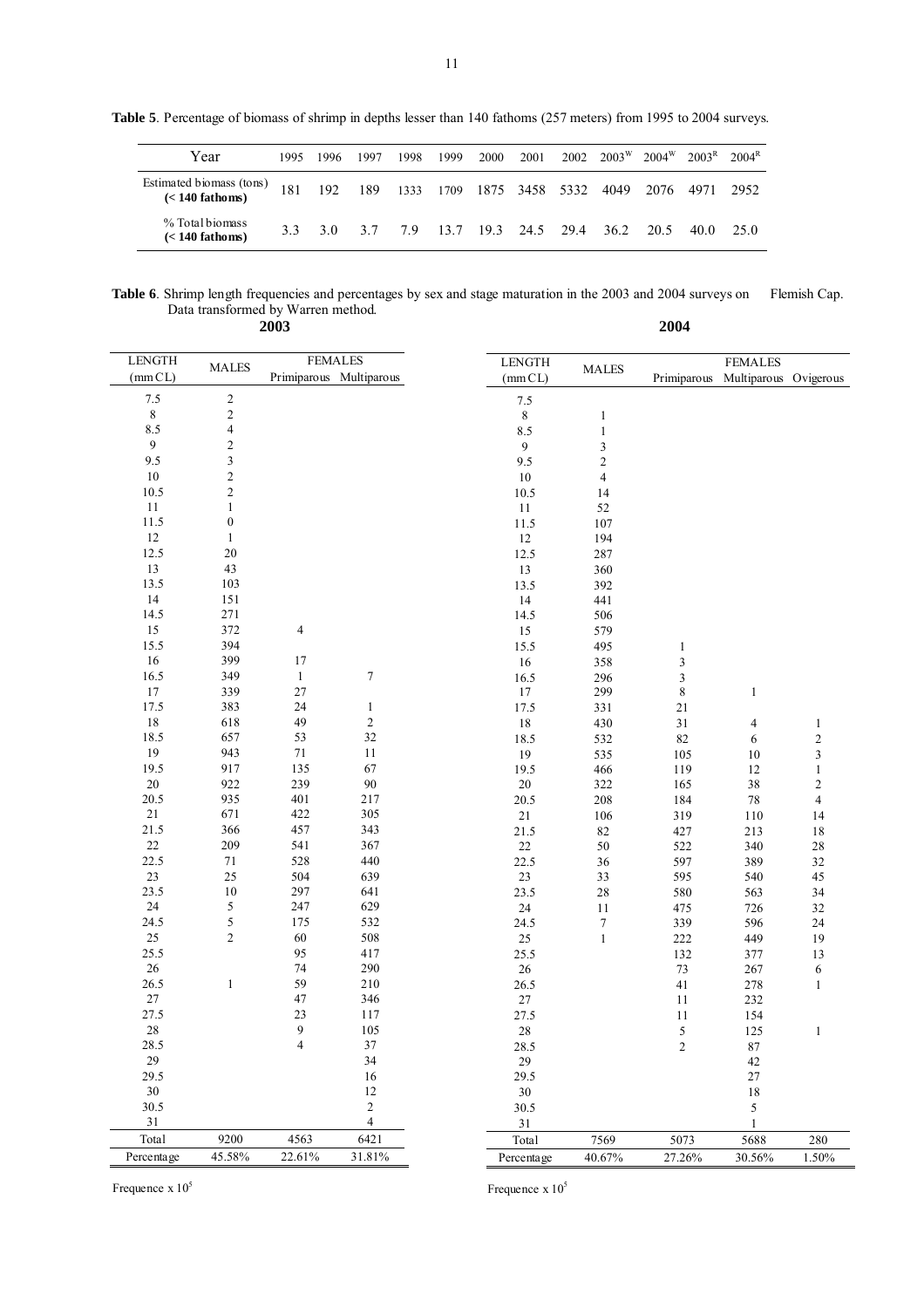**Table 5**. Percentage of biomass of shrimp in depths lesser than 140 fathoms (257 meters) from 1995 to 2004 surveys.

| Year | 1995 | 1996 | 1997 | 1998 | 1999 | 2000 | 2001 | 2002 | 2003[W] | 2004[W] | 2003[R] | 2004[R] |
|---|---|---|---|---|---|---|---|---|---|---|---|---|
| Estimated biomass (tons) **(< 140 fathoms)** | 181 | 192 | 189 | 1333 | 1709 | 1875 | 3458 | 5332 | 4049 | 2076 | 4971 | 2952 |
| % Total biomass **(< 140 fathoms)** | 3.3 | 3.0 | 3.7 | 7.9 | 13.7 | 19.3 | 24.5 | 29.4 | 36.2 | 20.5 | 40.0 | 25.0 |

**Table 6**. Shrimp length frequencies and percentages by sex and stage maturation in the 2003 and 2004 surveys on Flemish Cap. Data transformed by Warren method.

**2003**

| LENGTH (mm CL) | MALES | FEMALES | |
|---|---|---|---|
| | | Primiparous | Multiparous |
| 7.5 | 2 | | |
| 8 | 2 | | |
| 8.5 | 4 | | |
| 9 | 2 | | |
| 9.5 | 3 | | |
| 10 | 2 | | |
| 10.5 | 2 | | |
| 11 | 1 | | |
| 11.5 | 0 | | |
| 12 | 1 | | |
| 12.5 | 20 | | |
| 13 | 43 | | |
| 13.5 | 103 | | |
| 14 | 151 | | |
| 14.5 | 271 | | |
| 15 | 372 | 4 | |
| 15.5 | 394 | | |
| 16 | 399 | 17 | |
| 16.5 | 349 | 1 | 7 |
| 17 | 339 | 27 | |
| 17.5 | 383 | 24 | 1 |
| 18 | 618 | 49 | 2 |
| 18.5 | 657 | 53 | 32 |
| 19 | 943 | 71 | 11 |
| 19.5 | 917 | 135 | 67 |
| 20 | 922 | 239 | 90 |
| 20.5 | 935 | 401 | 217 |
| 21 | 671 | 422 | 305 |
| 21.5 | 366 | 457 | 343 |
| 22 | 209 | 541 | 367 |
| 22.5 | 71 | 528 | 440 |
| 23 | 25 | 504 | 639 |
| 23.5 | 10 | 297 | 641 |
| 24 | 5 | 247 | 629 |
| 24.5 | 5 | 175 | 532 |
| 25 | 2 | 60 | 508 |
| 25.5 | | 95 | 417 |
| 26 | | 74 | 290 |
| 26.5 | 1 | 59 | 210 |
| 27 | | 47 | 346 |
| 27.5 | | 23 | 117 |
| 28 | | 9 | 105 |
| 28.5 | | 4 | 37 |
| 29 | | | 34 |
| 29.5 | | | 16 |
| 30 | | | 12 |
| 30.5 | | | 2 |
| 31 | | | 4 |
| Total | 9200 | 4563 | 6421 |
| Percentage | 45.58% | 22.61% | 31.81% |

Frequence x $10^5$

**2004**

| LENGTH (mm CL) | MALES | FEMALES | | |
|---|---|---|---|---|
| | | Primiparous | Multiparous | Ovigerous |
| 7.5 | | | | |
| 8 | 1 | | | |
| 8.5 | 1 | | | |
| 9 | 3 | | | |
| 9.5 | 2 | | | |
| 10 | 4 | | | |
| 10.5 | 14 | | | |
| 11 | 52 | | | |
| 11.5 | 107 | | | |
| 12 | 194 | | | |
| 12.5 | 287 | | | |
| 13 | 360 | | | |
| 13.5 | 392 | | | |
| 14 | 441 | | | |
| 14.5 | 506 | | | |
| 15 | 579 | | | |
| 15.5 | 495 | 1 | | |
| 16 | 358 | 3 | | |
| 16.5 | 296 | 3 | | |
| 17 | 299 | 8 | 1 | |
| 17.5 | 331 | 21 | | |
| 18 | 430 | 31 | 4 | 1 |
| 18.5 | 532 | 82 | 6 | 2 |
| 19 | 535 | 105 | 10 | 3 |
| 19.5 | 466 | 119 | 12 | 1 |
| 20 | 322 | 165 | 38 | 2 |
| 20.5 | 208 | 184 | 78 | 4 |
| 21 | 106 | 319 | 110 | 14 |
| 21.5 | 82 | 427 | 213 | 18 |
| 22 | 50 | 522 | 340 | 28 |
| 22.5 | 36 | 597 | 389 | 32 |
| 23 | 33 | 595 | 540 | 45 |
| 23.5 | 28 | 580 | 563 | 34 |
| 24 | 11 | 475 | 726 | 32 |
| 24.5 | 7 | 339 | 596 | 24 |
| 25 | 1 | 222 | 449 | 19 |
| 25.5 | | 132 | 377 | 13 |
| 26 | | 73 | 267 | 6 |
| 26.5 | | 41 | 278 | 1 |
| 27 | | 11 | 232 | |
| 27.5 | | 11 | 154 | |
| 28 | | 5 | 125 | 1 |
| 28.5 | | 2 | 87 | |
| 29 | | | 42 | |
| 29.5 | | | 27 | |
| 30 | | | 18 | |
| 30.5 | | | 5 | |
| 31 | | | 1 | |
| Total | 7569 | 5073 | 5688 | 280 |
| Percentage | 40.67% | 27.26% | 30.56% | 1.50% |

Frequence x $10^5$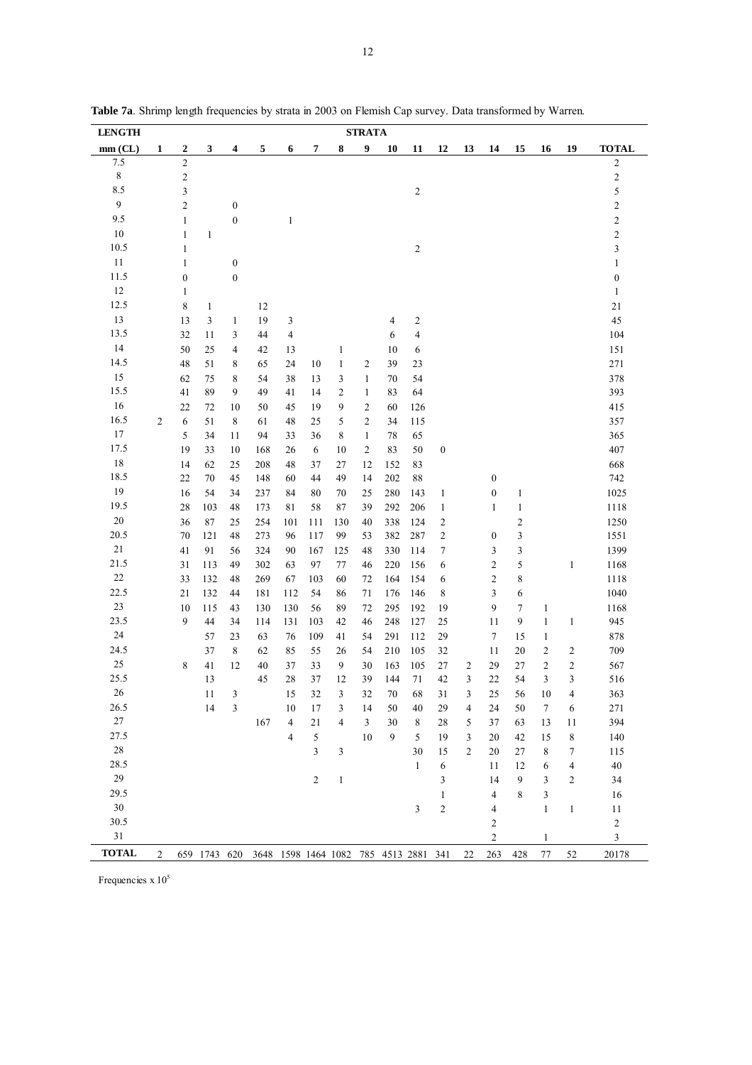**Table 7a**. Shrimp length frequencies by strata in 2003 on Flemish Cap survey. Data transformed by Warren.

| LENGTH | STRATA | | | | | | | | | | | | | | | | | |
|---|---|---|---|---|---|---|---|---|---|---|---|---|---|---|---|---|---|---|
| mm (CL) | 1 | 2 | 3 | 4 | 5 | 6 | 7 | 8 | 9 | 10 | 11 | 12 | 13 | 14 | 15 | 16 | 19 | TOTAL |
| 7.5 | | 2 | | | | | | | | | | | | | | | | 2 |
| 8 | | 2 | | | | | | | | | | | | | | | | 2 |
| 8.5 | | 3 | | | | | | | | | 2 | | | | | | | 5 |
| 9 | | 2 | | 0 | | | | | | | | | | | | | | 2 |
| 9.5 | | 1 | | 0 | | 1 | | | | | | | | | | | | 2 |
| 10 | | 1 | 1 | | | | | | | | | | | | | | | 2 |
| 10.5 | | 1 | | | | | | | | | 2 | | | | | | | 3 |
| 11 | | 1 | | 0 | | | | | | | | | | | | | | 1 |
| 11.5 | | 0 | | 0 | | | | | | | | | | | | | | 0 |
| 12 | | 1 | | | | | | | | | | | | | | | | 1 |
| 12.5 | | 8 | 1 | | 12 | | | | | | | | | | | | | 21 |
| 13 | | 13 | 3 | 1 | 19 | 3 | | | | 4 | 2 | | | | | | | 45 |
| 13.5 | | 32 | 11 | 3 | 44 | 4 | | | | 6 | 4 | | | | | | | 104 |
| 14 | | 50 | 25 | 4 | 42 | 13 | | 1 | | 10 | 6 | | | | | | | 151 |
| 14.5 | | 48 | 51 | 8 | 65 | 24 | 10 | 1 | 2 | 39 | 23 | | | | | | | 271 |
| 15 | | 62 | 75 | 8 | 54 | 38 | 13 | 3 | 1 | 70 | 54 | | | | | | | 378 |
| 15.5 | | 41 | 89 | 9 | 49 | 41 | 14 | 2 | 1 | 83 | 64 | | | | | | | 393 |
| 16 | | 22 | 72 | 10 | 50 | 45 | 19 | 9 | 2 | 60 | 126 | | | | | | | 415 |
| 16.5 | 2 | 6 | 51 | 8 | 61 | 48 | 25 | 5 | 2 | 34 | 115 | | | | | | | 357 |
| 17 | | 5 | 34 | 11 | 94 | 33 | 36 | 8 | 1 | 78 | 65 | | | | | | | 365 |
| 17.5 | | 19 | 33 | 10 | 168 | 26 | 6 | 10 | 2 | 83 | 50 | 0 | | | | | | 407 |
| 18 | | 14 | 62 | 25 | 208 | 48 | 37 | 27 | 12 | 152 | 83 | | | | | | | 668 |
| 18.5 | | 22 | 70 | 45 | 148 | 60 | 44 | 49 | 14 | 202 | 88 | | | 0 | | | | 742 |
| 19 | | 16 | 54 | 34 | 237 | 84 | 80 | 70 | 25 | 280 | 143 | 1 | | 0 | 1 | | | 1025 |
| 19.5 | | 28 | 103 | 48 | 173 | 81 | 58 | 87 | 39 | 292 | 206 | 1 | | 1 | 1 | | | 1118 |
| 20 | | 36 | 87 | 25 | 254 | 101 | 111 | 130 | 40 | 338 | 124 | 2 | | | 2 | | | 1250 |
| 20.5 | | 70 | 121 | 48 | 273 | 96 | 117 | 99 | 53 | 382 | 287 | 2 | | 0 | 3 | | | 1551 |
| 21 | | 41 | 91 | 56 | 324 | 90 | 167 | 125 | 48 | 330 | 114 | 7 | | 3 | 3 | | | 1399 |
| 21.5 | | 31 | 113 | 49 | 302 | 63 | 97 | 77 | 46 | 220 | 156 | 6 | | 2 | 5 | | 1 | 1168 |
| 22 | | 33 | 132 | 48 | 269 | 67 | 103 | 60 | 72 | 164 | 154 | 6 | | 2 | 8 | | | 1118 |
| 22.5 | | 21 | 132 | 44 | 181 | 112 | 54 | 86 | 71 | 176 | 146 | 8 | | 3 | 6 | | | 1040 |
| 23 | | 10 | 115 | 43 | 130 | 130 | 56 | 89 | 72 | 295 | 192 | 19 | | 9 | 7 | 1 | | 1168 |
| 23.5 | | 9 | 44 | 34 | 114 | 131 | 103 | 42 | 46 | 248 | 127 | 25 | | 11 | 9 | 1 | 1 | 945 |
| 24 | | | 57 | 23 | 63 | 76 | 109 | 41 | 54 | 291 | 112 | 29 | | 7 | 15 | 1 | | 878 |
| 24.5 | | | 37 | 8 | 62 | 85 | 55 | 26 | 54 | 210 | 105 | 32 | | 11 | 20 | 2 | 2 | 709 |
| 25 | | 8 | 41 | 12 | 40 | 37 | 33 | 9 | 30 | 163 | 105 | 27 | 2 | 29 | 27 | 2 | 2 | 567 |
| 25.5 | | | 13 | | 45 | 28 | 37 | 12 | 39 | 144 | 71 | 42 | 3 | 22 | 54 | 3 | 3 | 516 |
| 26 | | | 11 | 3 | | 15 | 32 | 3 | 32 | 70 | 68 | 31 | 3 | 25 | 56 | 10 | 4 | 363 |
| 26.5 | | | 14 | 3 | | 10 | 17 | 3 | 14 | 50 | 40 | 29 | 4 | 24 | 50 | 7 | 6 | 271 |
| 27 | | | | | 167 | 4 | 21 | 4 | 3 | 30 | 8 | 28 | 5 | 37 | 63 | 13 | 11 | 394 |
| 27.5 | | | | | | 4 | 5 | | 10 | 9 | 5 | 19 | 3 | 20 | 42 | 15 | 8 | 140 |
| 28 | | | | | | | 3 | 3 | | | 30 | 15 | 2 | 20 | 27 | 8 | 7 | 115 |
| 28.5 | | | | | | | | | | | 1 | 6 | | 11 | 12 | 6 | 4 | 40 |
| 29 | | | | | | | 2 | 1 | | | | 3 | | 14 | 9 | 3 | 2 | 34 |
| 29.5 | | | | | | | | | | | | 1 | | 4 | 8 | 3 | | 16 |
| 30 | | | | | | | | | | | 3 | 2 | | 4 | | 1 | 1 | 11 |
| 30.5 | | | | | | | | | | | | | | 2 | | | | 2 |
| 31 | | | | | | | | | | | | | | 2 | | 1 | | 3 |
| **TOTAL** | 2 | 659 | 1743 | 620 | 3648 | 1598 | 1464 | 1082 | 785 | 4513 | 2881 | 341 | 22 | 263 | 428 | 77 | 52 | 20178 |

Frequencies x $10^5$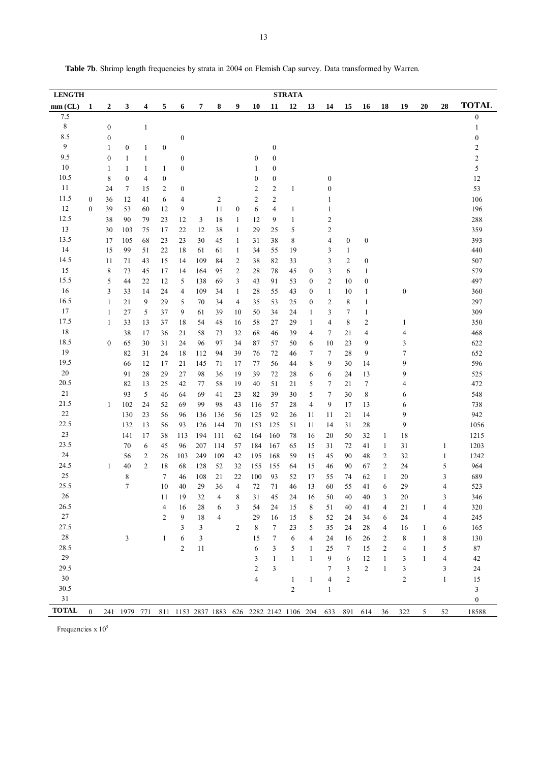**Table 7b**. Shrimp length frequencies by strata in 2004 on Flemish Cap survey. Data transformed by Warren.

| LENGTH | STRATA | | | | | | | | | | | | | | | | | | | | |
|---|---|---|---|---|---|---|---|---|---|---|---|---|---|---|---|---|---|---|---|---|---|
| mm (CL) | 1 | 2 | 3 | 4 | 5 | 6 | 7 | 8 | 9 | 10 | 11 | 12 | 13 | 14 | 15 | 16 | 18 | 19 | 20 | 28 | **TOTAL** |
| 7.5 | | | | | | | | | | | | | | | | | | | | | 0 |
| 8 | | 0 | | 1 | | | | | | | | | | | | | | | | | 1 |
| 8.5 | | 0 | | | | 0 | | | | | | | | | | | | | | | 0 |
| 9 | | 1 | 0 | 1 | 0 | | | | | | 0 | | | | | | | | | | 2 |
| 9.5 | | 0 | 1 | 1 | | 0 | | | | 0 | 0 | | | | | | | | | | 2 |
| 10 | | 1 | 1 | 1 | 1 | 0 | | | | 1 | 0 | | | | | | | | | | 5 |
| 10.5 | | 8 | 0 | 4 | 0 | | | | | 0 | 0 | | | 0 | | | | | | | 12 |
| 11 | | 24 | 7 | 15 | 2 | 0 | | | | 2 | 2 | 1 | | 0 | | | | | | | 53 |
| 11.5 | 0 | 36 | 12 | 41 | 6 | 4 | | 2 | | 2 | 2 | | | 1 | | | | | | | 106 |
| 12 | 0 | 39 | 53 | 60 | 12 | 9 | | 11 | 0 | 6 | 4 | 1 | | 1 | | | | | | | 196 |
| 12.5 | | 38 | 90 | 79 | 23 | 12 | 3 | 18 | 1 | 12 | 9 | 1 | | 2 | | | | | | | 288 |
| 13 | | 30 | 103 | 75 | 17 | 22 | 12 | 38 | 1 | 29 | 25 | 5 | | 2 | | | | | | | 359 |
| 13.5 | | 17 | 105 | 68 | 23 | 23 | 30 | 45 | 1 | 31 | 38 | 8 | | 4 | 0 | 0 | | | | | 393 |
| 14 | | 15 | 99 | 51 | 22 | 18 | 61 | 61 | 1 | 34 | 55 | 19 | | 3 | 1 | | | | | | 440 |
| 14.5 | | 11 | 71 | 43 | 15 | 14 | 109 | 84 | 2 | 38 | 82 | 33 | | 3 | 2 | 0 | | | | | 507 |
| 15 | | 8 | 73 | 45 | 17 | 14 | 164 | 95 | 2 | 28 | 78 | 45 | 0 | 3 | 6 | 1 | | | | | 579 |
| 15.5 | | 5 | 44 | 22 | 12 | 5 | 138 | 69 | 3 | 43 | 91 | 53 | 0 | 2 | 10 | 0 | | | | | 497 |
| 16 | | 3 | 33 | 14 | 24 | 4 | 109 | 34 | 1 | 28 | 55 | 43 | 0 | 1 | 10 | 1 | | 0 | | | 360 |
| 16.5 | | 1 | 21 | 9 | 29 | 5 | 70 | 34 | 4 | 35 | 53 | 25 | 0 | 2 | 8 | 1 | | | | | 297 |
| 17 | | 1 | 27 | 5 | 37 | 9 | 61 | 39 | 10 | 50 | 34 | 24 | 1 | 3 | 7 | 1 | | | | | 309 |
| 17.5 | | 1 | 33 | 13 | 37 | 18 | 54 | 48 | 16 | 58 | 27 | 29 | 1 | 4 | 8 | 2 | | 1 | | | 350 |
| 18 | | | 38 | 17 | 36 | 21 | 58 | 73 | 32 | 68 | 46 | 39 | 4 | 7 | 21 | 4 | | 4 | | | 468 |
| 18.5 | | 0 | 65 | 30 | 31 | 24 | 96 | 97 | 34 | 87 | 57 | 50 | 6 | 10 | 23 | 9 | | 3 | | | 622 |
| 19 | | | 82 | 31 | 24 | 18 | 112 | 94 | 39 | 76 | 72 | 46 | 7 | 7 | 28 | 9 | | 7 | | | 652 |
| 19.5 | | | 66 | 12 | 17 | 21 | 145 | 71 | 17 | 77 | 56 | 44 | 8 | 9 | 30 | 14 | | 9 | | | 596 |
| 20 | | | 91 | 28 | 29 | 27 | 98 | 36 | 19 | 39 | 72 | 28 | 6 | 6 | 24 | 13 | | 9 | | | 525 |
| 20.5 | | | 82 | 13 | 25 | 42 | 77 | 58 | 19 | 40 | 51 | 21 | 5 | 7 | 21 | 7 | | 4 | | | 472 |
| 21 | | | 93 | 5 | 46 | 64 | 69 | 41 | 23 | 82 | 39 | 30 | 5 | 7 | 30 | 8 | | 6 | | | 548 |
| 21.5 | | 1 | 102 | 24 | 52 | 69 | 99 | 98 | 43 | 116 | 57 | 28 | 4 | 9 | 17 | 13 | | 6 | | | 738 |
| 22 | | | 130 | 23 | 56 | 96 | 136 | 136 | 56 | 125 | 92 | 26 | 11 | 11 | 21 | 14 | | 9 | | | 942 |
| 22.5 | | | 132 | 13 | 56 | 93 | 126 | 144 | 70 | 153 | 125 | 51 | 11 | 14 | 31 | 28 | | 9 | | | 1056 |
| 23 | | | 141 | 17 | 38 | 113 | 194 | 111 | 62 | 164 | 160 | 78 | 16 | 20 | 50 | 32 | 1 | 18 | | | 1215 |
| 23.5 | | | 70 | 6 | 45 | 96 | 207 | 114 | 57 | 184 | 167 | 65 | 15 | 31 | 72 | 41 | 1 | 31 | | 1 | 1203 |
| 24 | | | 56 | 2 | 26 | 103 | 249 | 109 | 42 | 195 | 168 | 59 | 15 | 45 | 90 | 48 | 2 | 32 | | 1 | 1242 |
| 24.5 | | 1 | 40 | 2 | 18 | 68 | 128 | 52 | 32 | 155 | 155 | 64 | 15 | 46 | 90 | 67 | 2 | 24 | | 5 | 964 |
| 25 | | | 8 | | 7 | 46 | 108 | 21 | 22 | 100 | 93 | 52 | 17 | 55 | 74 | 62 | 1 | 20 | | 3 | 689 |
| 25.5 | | | 7 | | 10 | 40 | 29 | 36 | 4 | 72 | 71 | 46 | 13 | 60 | 55 | 41 | 6 | 29 | | 4 | 523 |
| 26 | | | | | 11 | 19 | 32 | 4 | 8 | 31 | 45 | 24 | 16 | 50 | 40 | 40 | 3 | 20 | | 3 | 346 |
| 26.5 | | | | | 4 | 16 | 28 | 6 | 3 | 54 | 24 | 15 | 8 | 51 | 40 | 41 | 4 | 21 | 1 | 4 | 320 |
| 27 | | | | | 2 | 9 | 18 | 4 | | 29 | 16 | 15 | 8 | 52 | 24 | 34 | 6 | 24 | | 4 | 245 |
| 27.5 | | | | | | 3 | 3 | | 2 | 8 | 7 | 23 | 5 | 35 | 24 | 28 | 4 | 16 | 1 | 6 | 165 |
| 28 | | | 3 | | 1 | 6 | 3 | | | 15 | 7 | 6 | 4 | 24 | 16 | 26 | 2 | 8 | 1 | 8 | 130 |
| 28.5 | | | | | | 2 | 11 | | | 6 | 3 | 5 | 1 | 25 | 7 | 15 | 2 | 4 | 1 | 5 | 87 |
| 29 | | | | | | | | | | 3 | 1 | 1 | 1 | 9 | 6 | 12 | 1 | 3 | 1 | 4 | 42 |
| 29.5 | | | | | | | | | | 2 | 3 | | | 7 | 3 | 2 | 1 | 3 | | 3 | 24 |
| 30 | | | | | | | | | | 4 | | 1 | 1 | 4 | 2 | | | 2 | | 1 | 15 |
| 30.5 | | | | | | | | | | | | 2 | | 1 | | | | | | | 3 |
| 31 | | | | | | | | | | | | | | | | | | | | | 0 |
| **TOTAL** | 0 | 241 | 1979 | 771 | 811 | 1153 | 2837 | 1883 | 626 | 2282 | 2142 | 1106 | 204 | 633 | 891 | 614 | 36 | 322 | 5 | 52 | 18588 |

Frequencies x $10^5$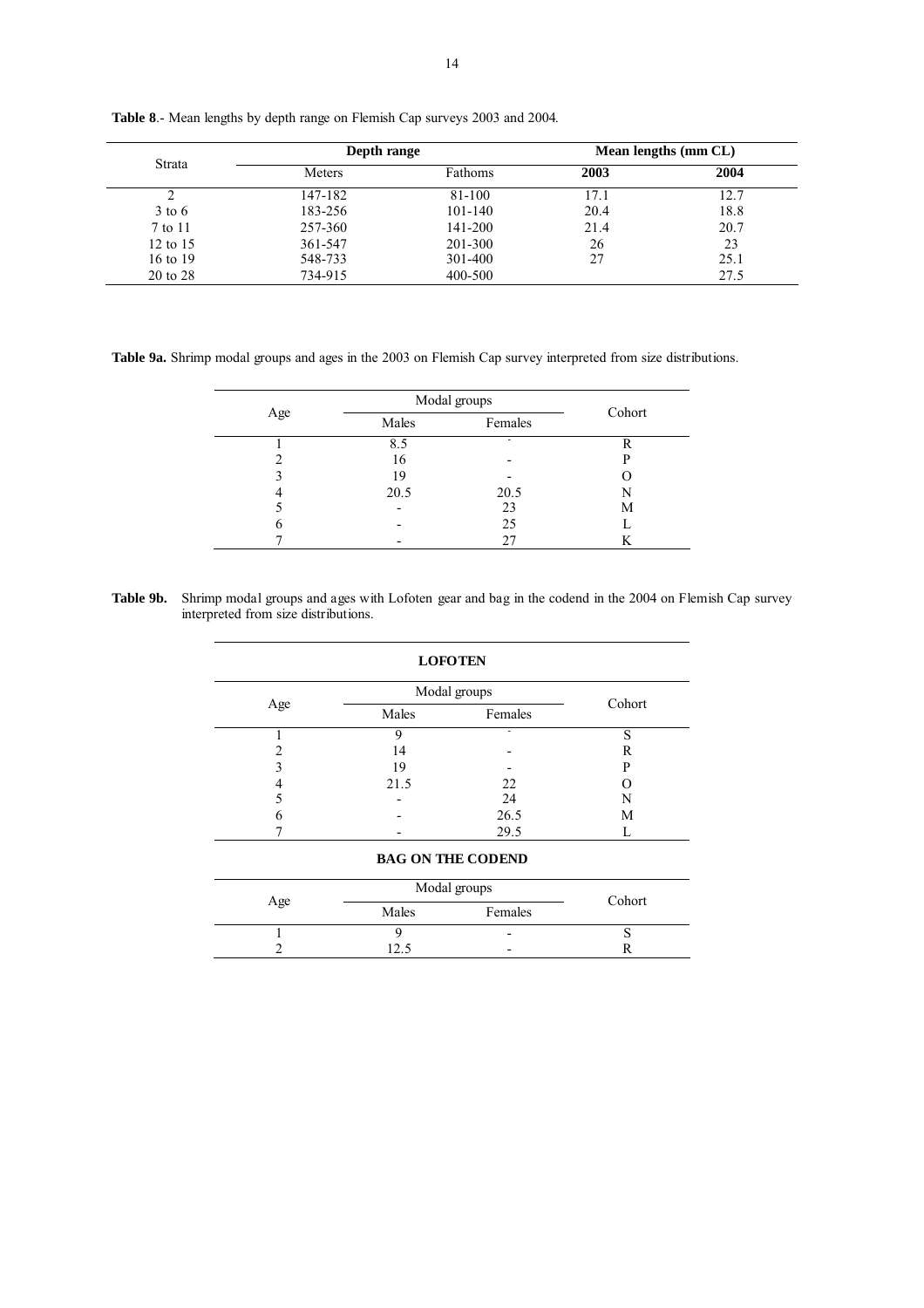**Table 8**.- Mean lengths by depth range on Flemish Cap surveys 2003 and 2004.

| Strata | Depth range | | Mean lengths (mm CL) | |
|---|---|---|---|---|
| | Meters | Fathoms | **2003** | **2004** |
| 2 | 147-182 | 81-100 | 17.1 | 12.7 |
| 3 to 6 | 183-256 | 101-140 | 20.4 | 18.8 |
| 7 to 11 | 257-360 | 141-200 | 21.4 | 20.7 |
| 12 to 15 | 361-547 | 201-300 | 26 | 23 |
| 16 to 19 | 548-733 | 301-400 | 27 | 25.1 |
| 20 to 28 | 734-915 | 400-500 | | 27.5 |

**Table 9a.** Shrimp modal groups and ages in the 2003 on Flemish Cap survey interpreted from size distributions.

| Age | Modal groups | | Cohort |
|---|---|---|---|
| | Males | Females | |
| 1 | 8.5 | - | R |
| 2 | 16 | - | P |
| 3 | 19 | - | O |
| 4 | 20.5 | 20.5 | N |
| 5 | - | 23 | M |
| 6 | - | 25 | L |
| 7 | - | 27 | K |

**Table 9b.** Shrimp modal groups and ages with Lofoten gear and bag in the codend in the 2004 on Flemish Cap survey interpreted from size distributions.

**LOFOTEN**

| Age | Modal groups | | Cohort |
|---|---|---|---|
| | Males | Females | |
| 1 | 9 | - | S |
| 2 | 14 | - | R |
| 3 | 19 | - | P |
| 4 | 21.5 | 22 | O |
| 5 | - | 24 | N |
| 6 | - | 26.5 | M |
| 7 | - | 29.5 | L |

**BAG ON THE CODEND**

| Age | Modal groups | | Cohort |
|---|---|---|---|
| | Males | Females | |
| 1 | 9 | - | S |
| 2 | 12.5 | - | R |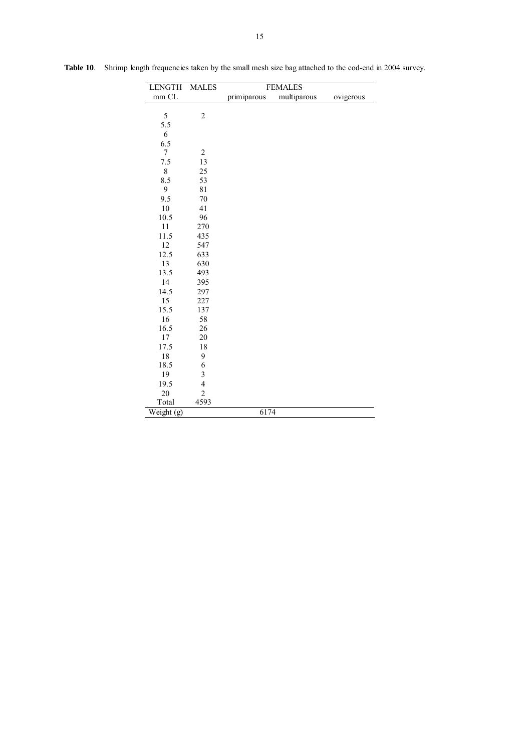**Table 10**. Shrimp length frequencies taken by the small mesh size bag attached to the cod-end in 2004 survey.

| LENGTH | MALES | FEMALES | | |
|---|---|---|---|---|
| mm CL | | primiparous | multiparous | ovigerous |
| 5 | 2 | | | |
| 5.5 | | | | |
| 6 | | | | |
| 6.5 | | | | |
| 7 | 2 | | | |
| 7.5 | 13 | | | |
| 8 | 25 | | | |
| 8.5 | 53 | | | |
| 9 | 81 | | | |
| 9.5 | 70 | | | |
| 10 | 41 | | | |
| 10.5 | 96 | | | |
| 11 | 270 | | | |
| 11.5 | 435 | | | |
| 12 | 547 | | | |
| 12.5 | 633 | | | |
| 13 | 630 | | | |
| 13.5 | 493 | | | |
| 14 | 395 | | | |
| 14.5 | 297 | | | |
| 15 | 227 | | | |
| 15.5 | 137 | | | |
| 16 | 58 | | | |
| 16.5 | 26 | | | |
| 17 | 20 | | | |
| 17.5 | 18 | | | |
| 18 | 9 | | | |
| 18.5 | 6 | | | |
| 19 | 3 | | | |
| 19.5 | 4 | | | |
| 20 | 2 | | | |
| Total | 4593 | | | |
| Weight (g) | | 6174 | | |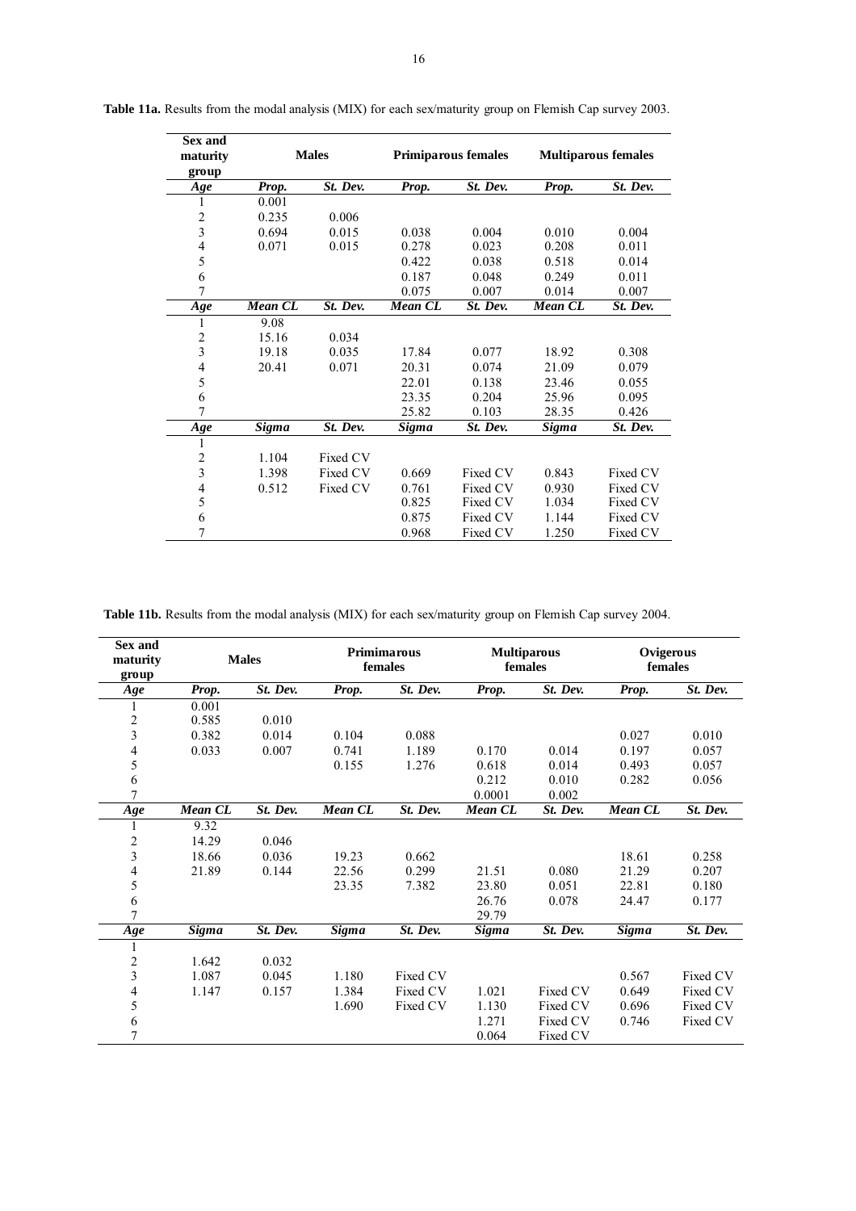**Table 11a.** Results from the modal analysis (MIX) for each sex/maturity group on Flemish Cap survey 2003.

| Sex and maturity group | Males | | Primiparous females | | Multiparous females | |
|---|---|---|---|---|---|---|
| *Age* | *Prop.* | *St. Dev.* | *Prop.* | *St. Dev.* | *Prop.* | *St. Dev.* |
| 1 | 0.001 | | | | | |
| 2 | 0.235 | 0.006 | | | | |
| 3 | 0.694 | 0.015 | 0.038 | 0.004 | 0.010 | 0.004 |
| 4 | 0.071 | 0.015 | 0.278 | 0.023 | 0.208 | 0.011 |
| 5 | | | 0.422 | 0.038 | 0.518 | 0.014 |
| 6 | | | 0.187 | 0.048 | 0.249 | 0.011 |
| 7 | | | 0.075 | 0.007 | 0.014 | 0.007 |
| *Age* | *Mean CL* | *St. Dev.* | *Mean CL* | *St. Dev.* | *Mean CL* | *St. Dev.* |
| 1 | 9.08 | | | | | |
| 2 | 15.16 | 0.034 | | | | |
| 3 | 19.18 | 0.035 | 17.84 | 0.077 | 18.92 | 0.308 |
| 4 | 20.41 | 0.071 | 20.31 | 0.074 | 21.09 | 0.079 |
| 5 | | | 22.01 | 0.138 | 23.46 | 0.055 |
| 6 | | | 23.35 | 0.204 | 25.96 | 0.095 |
| 7 | | | 25.82 | 0.103 | 28.35 | 0.426 |
| *Age* | *Sigma* | *St. Dev.* | *Sigma* | *St. Dev.* | *Sigma* | *St. Dev.* |
| 1 | | | | | | |
| 2 | 1.104 | Fixed CV | | | | |
| 3 | 1.398 | Fixed CV | 0.669 | Fixed CV | 0.843 | Fixed CV |
| 4 | 0.512 | Fixed CV | 0.761 | Fixed CV | 0.930 | Fixed CV |
| 5 | | | 0.825 | Fixed CV | 1.034 | Fixed CV |
| 6 | | | 0.875 | Fixed CV | 1.144 | Fixed CV |
| 7 | | | 0.968 | Fixed CV | 1.250 | Fixed CV |

**Table 11b.** Results from the modal analysis (MIX) for each sex/maturity group on Flemish Cap survey 2004.

| Sex and maturity group | Males | | Primimarous females | | Multiparous females | | Ovigerous females | |
|---|---|---|---|---|---|---|---|---|
| *Age* | *Prop.* | *St. Dev.* | *Prop.* | *St. Dev.* | *Prop.* | *St. Dev.* | *Prop.* | *St. Dev.* |
| 1 | 0.001 | | | | | | | |
| 2 | 0.585 | 0.010 | | | | | | |
| 3 | 0.382 | 0.014 | 0.104 | 0.088 | | | 0.027 | 0.010 |
| 4 | 0.033 | 0.007 | 0.741 | 1.189 | 0.170 | 0.014 | 0.197 | 0.057 |
| 5 | | | 0.155 | 1.276 | 0.618 | 0.014 | 0.493 | 0.057 |
| 6 | | | | | 0.212 | 0.010 | 0.282 | 0.056 |
| 7 | | | | | 0.0001 | 0.002 | | |
| *Age* | *Mean CL* | *St. Dev.* | *Mean CL* | *St. Dev.* | *Mean CL* | *St. Dev.* | *Mean CL* | *St. Dev.* |
| 1 | 9.32 | | | | | | | |
| 2 | 14.29 | 0.046 | | | | | | |
| 3 | 18.66 | 0.036 | 19.23 | 0.662 | | | 18.61 | 0.258 |
| 4 | 21.89 | 0.144 | 22.56 | 0.299 | 21.51 | 0.080 | 21.29 | 0.207 |
| 5 | | | 23.35 | 7.382 | 23.80 | 0.051 | 22.81 | 0.180 |
| 6 | | | | | 26.76 | 0.078 | 24.47 | 0.177 |
| 7 | | | | | 29.79 | | | |
| *Age* | *Sigma* | *St. Dev.* | *Sigma* | *St. Dev.* | *Sigma* | *St. Dev.* | *Sigma* | *St. Dev.* |
| 1 | | | | | | | | |
| 2 | 1.642 | 0.032 | | | | | | |
| 3 | 1.087 | 0.045 | 1.180 | Fixed CV | | | 0.567 | Fixed CV |
| 4 | 1.147 | 0.157 | 1.384 | Fixed CV | 1.021 | Fixed CV | 0.649 | Fixed CV |
| 5 | | | 1.690 | Fixed CV | 1.130 | Fixed CV | 0.696 | Fixed CV |
| 6 | | | | | 1.271 | Fixed CV | 0.746 | Fixed CV |
| 7 | | | | | 0.064 | Fixed CV | | |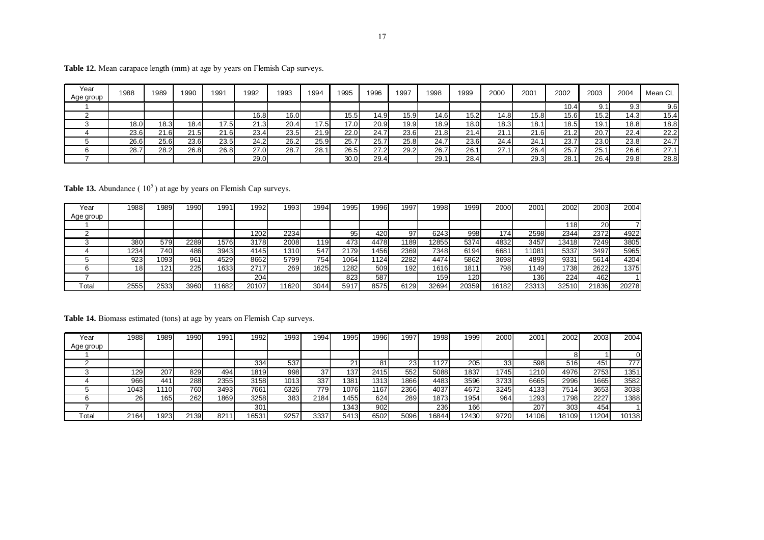**Table 12.** Mean carapace length (mm) at age by years on Flemish Cap surveys.

| Year / Age group | 1988 | 1989 | 1990 | 1991 | 1992 | 1993 | 1994 | 1995 | 1996 | 1997 | 1998 | 1999 | 2000 | 2001 | 2002 | 2003 | 2004 | Mean CL |
|---|---|---|---|---|---|---|---|---|---|---|---|---|---|---|---|---|---|---|
| 1 | | | | | | | | | | | | | | | 10.4 | 9.1 | 9.3 | 9.6 |
| 2 | | | | | 16.8 | 16.0 | | 15.5 | 14.9 | 15.9 | 14.6 | 15.2 | 14.8 | 15.8 | 15.6 | 15.2 | 14.3 | 15.4 |
| 3 | 18.0 | 18.3 | 18.4 | 17.5 | 21.3 | 20.4 | 17.5 | 17.0 | 20.9 | 19.9 | 18.9 | 18.0 | 18.3 | 18.1 | 18.5 | 19.1 | 18.8 | 18.8 |
| 4 | 23.6 | 21.6 | 21.5 | 21.6 | 23.4 | 23.5 | 21.9 | 22.0 | 24.7 | 23.6 | 21.8 | 21.4 | 21.1 | 21.6 | 21.2 | 20.7 | 22.4 | 22.2 |
| 5 | 26.6 | 25.6 | 23.6 | 23.5 | 24.2 | 26.2 | 25.9 | 25.7 | 25.7 | 25.8 | 24.7 | 23.6 | 24.4 | 24.1 | 23.7 | 23.0 | 23.8 | 24.7 |
| 6 | 28.7 | 28.2 | 26.8 | 26.8 | 27.0 | 28.7 | 28.1 | 26.5 | 27.2 | 29.2 | 26.7 | 26.1 | 27.1 | 26.4 | 25.7 | 25.1 | 26.6 | 27.1 |
| 7 | | | | | 29.0 | | | 30.0 | 29.4 | | 29.1 | 28.4 | | 29.3 | 28.1 | 26.4 | 29.8 | 28.8 |

**Table 13.** Abundance ( $10^5$ ) at age by years on Flemish Cap surveys.

| Year / Age group | 1988 | 1989 | 1990 | 1991 | 1992 | 1993 | 1994 | 1995 | 1996 | 1997 | 1998 | 1999 | 2000 | 2001 | 2002 | 2003 | 2004 |
|---|---|---|---|---|---|---|---|---|---|---|---|---|---|---|---|---|---|
| 1 | | | | | | | | | | | | | | | 118 | 20 | 7 |
| 2 | | | | | 1202 | 2234 | | 95 | 420 | 97 | 6243 | 998 | 174 | 2598 | 2344 | 2372 | 4922 |
| 3 | 380 | 579 | 2289 | 1576 | 3178 | 2008 | 119 | 473 | 4478 | 1189 | 12855 | 5374 | 4832 | 3457 | 13418 | 7249 | 3805 |
| 4 | 1234 | 740 | 486 | 3943 | 4145 | 1310 | 547 | 2179 | 1456 | 2369 | 7348 | 6194 | 6681 | 11081 | 5337 | 3497 | 5965 |
| 5 | 923 | 1093 | 961 | 4529 | 8662 | 5799 | 754 | 1064 | 1124 | 2282 | 4474 | 5862 | 3698 | 4893 | 9331 | 5614 | 4204 |
| 6 | 18 | 121 | 225 | 1633 | 2717 | 269 | 1625 | 1282 | 509 | 192 | 1616 | 1811 | 798 | 1149 | 1738 | 2622 | 1375 |
| 7 | | | | | 204 | | | 823 | 587 | | 159 | 120 | | 136 | 224 | 462 | 1 |
| Total | 2555 | 2533 | 3960 | 11682 | 20107 | 11620 | 3044 | 5917 | 8575 | 6129 | 32694 | 20359 | 16182 | 23313 | 32510 | 21836 | 20278 |

**Table 14.** Biomass estimated (tons) at age by years on Flemish Cap surveys.

| Year / Age group | 1988 | 1989 | 1990 | 1991 | 1992 | 1993 | 1994 | 1995 | 1996 | 1997 | 1998 | 1999 | 2000 | 2001 | 2002 | 2003 | 2004 |
|---|---|---|---|---|---|---|---|---|---|---|---|---|---|---|---|---|---|
| 1 | | | | | | | | | | | | | | | 8 | 1 | 0 |
| 2 | | | | | 334 | 537 | | 21 | 81 | 23 | 1127 | 205 | 33 | 598 | 516 | 451 | 777 |
| 3 | 129 | 207 | 829 | 494 | 1819 | 998 | 37 | 137 | 2415 | 552 | 5088 | 1837 | 1745 | 1210 | 4976 | 2753 | 1351 |
| 4 | 966 | 441 | 288 | 2355 | 3158 | 1013 | 337 | 1381 | 1313 | 1866 | 4483 | 3596 | 3733 | 6665 | 2996 | 1665 | 3582 |
| 5 | 1043 | 1110 | 760 | 3493 | 7661 | 6326 | 779 | 1076 | 1167 | 2366 | 4037 | 4672 | 3245 | 4133 | 7514 | 3653 | 3038 |
| 6 | 26 | 165 | 262 | 1869 | 3258 | 383 | 2184 | 1455 | 624 | 289 | 1873 | 1954 | 964 | 1293 | 1798 | 2227 | 1388 |
| 7 | | | | | 301 | | | 1343 | 902 | | 236 | 166 | | 207 | 303 | 454 | 1 |
| Total | 2164 | 1923 | 2139 | 8211 | 16531 | 9257 | 3337 | 5413 | 6502 | 5096 | 16844 | 12430 | 9720 | 14106 | 18109 | 11204 | 10138 |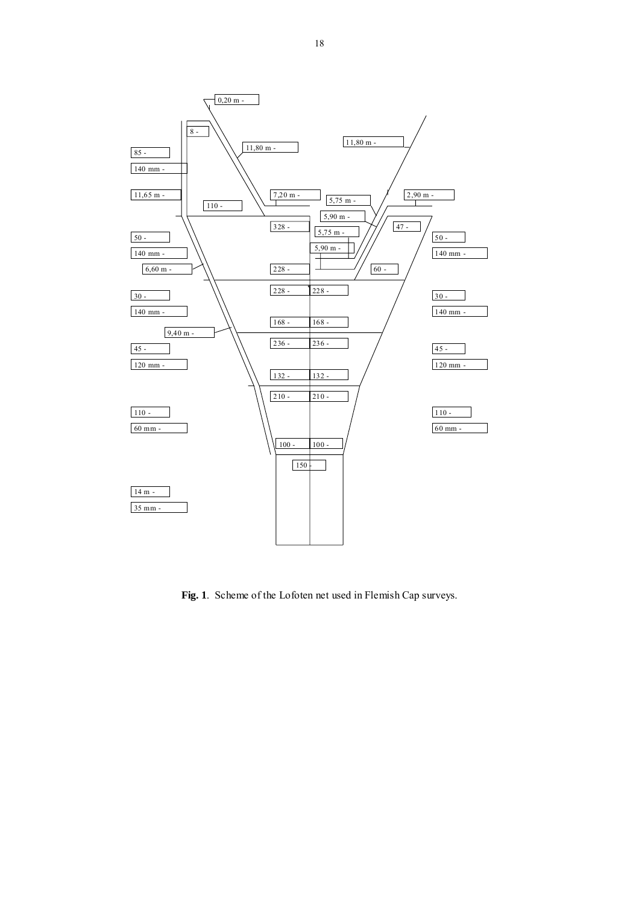**Fig. 1**. Scheme of the Lofoten net used in Flemish Cap surveys.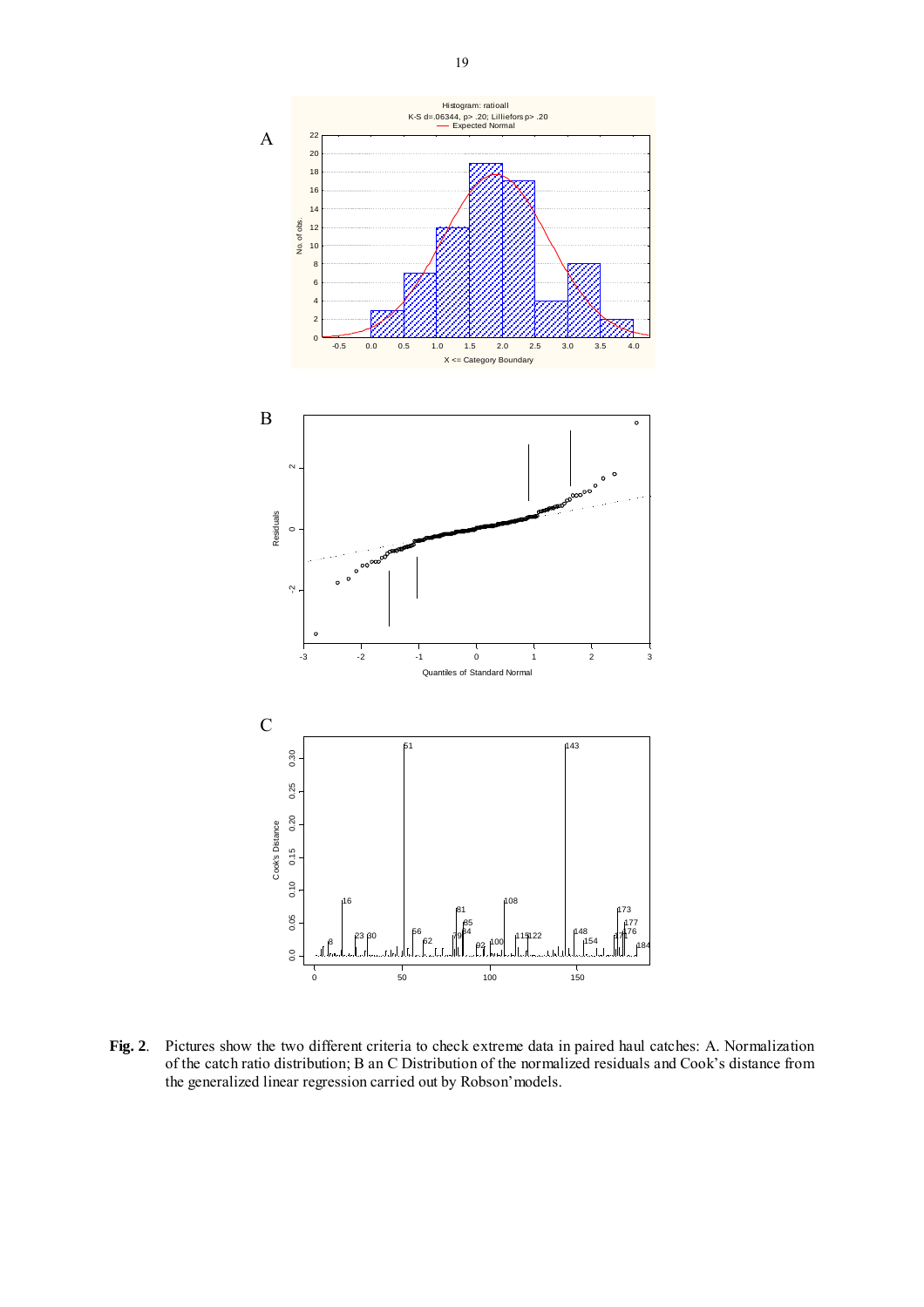**Fig. 2**. Pictures show the two different criteria to check extreme data in paired haul catches: A. Normalization of the catch ratio distribution; B an C Distribution of the normalized residuals and Cook's distance from the generalized linear regression carried out by Robson'models.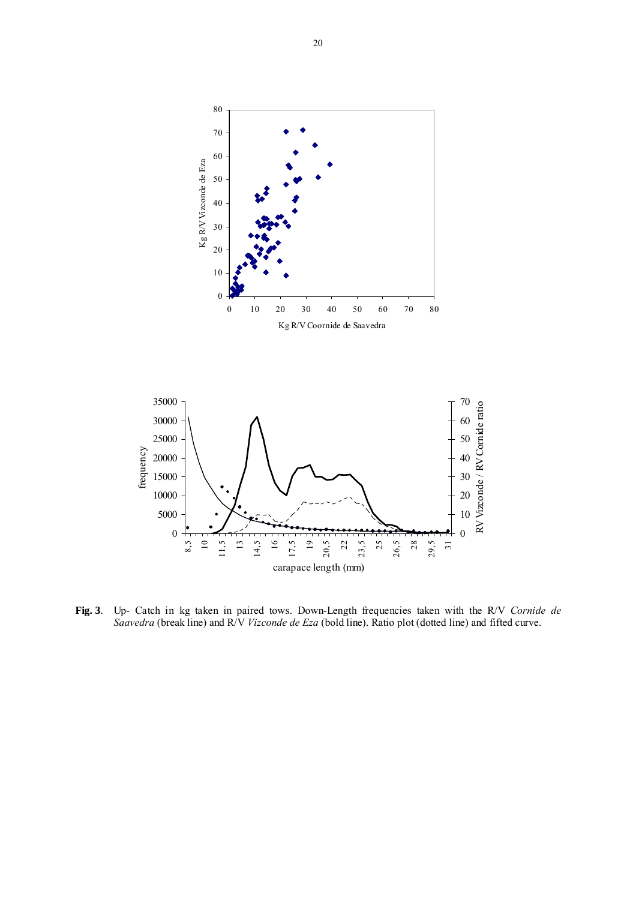**Fig. 3**. Up- Catch in kg taken in paired tows. Down-Length frequencies taken with the R/V *Cornide de Saavedra* (break line) and R/V *Vizconde de Eza* (bold line). Ratio plot (dotted line) and fifted curve.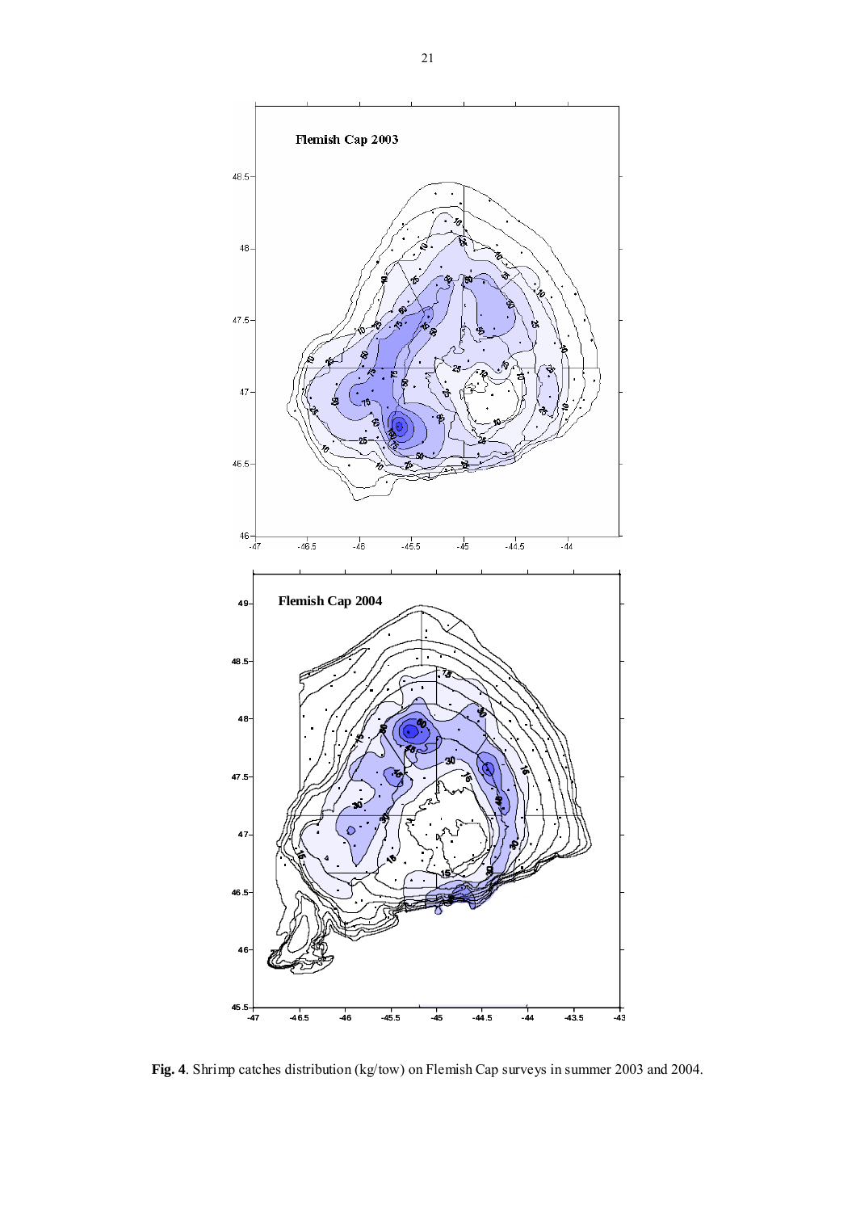**Fig. 4**. Shrimp catches distribution (kg/tow) on Flemish Cap surveys in summer 2003 and 2004.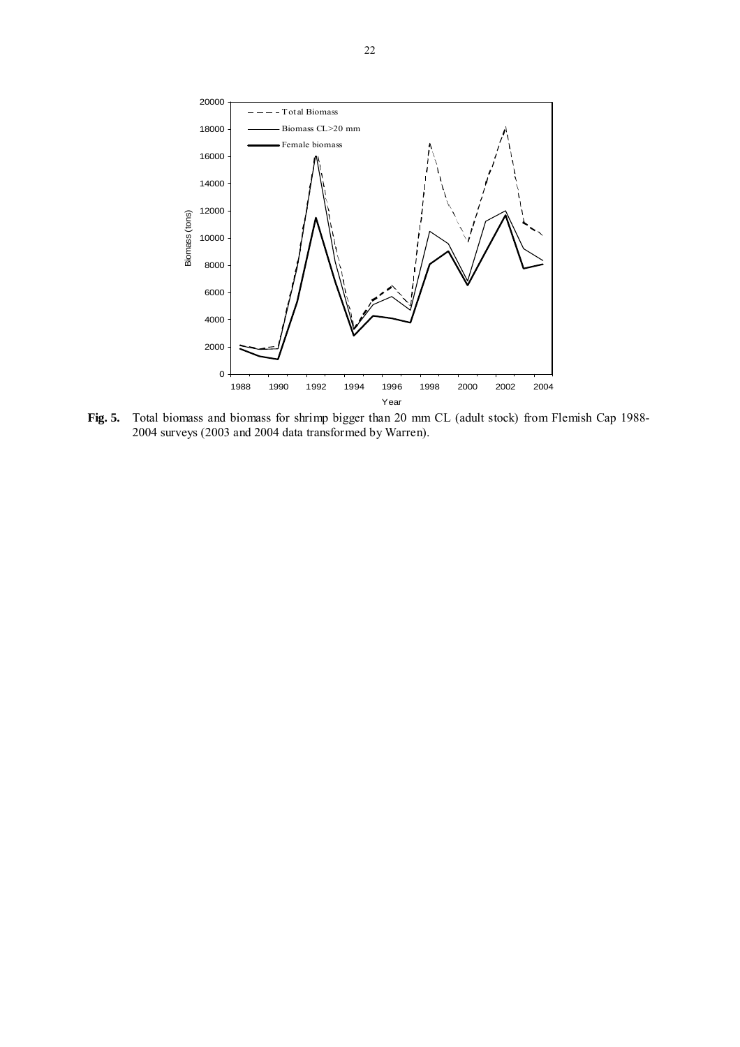**Fig. 5.** Total biomass and biomass for shrimp bigger than 20 mm CL (adult stock) from Flemish Cap 1988-2004 surveys (2003 and 2004 data transformed by Warren).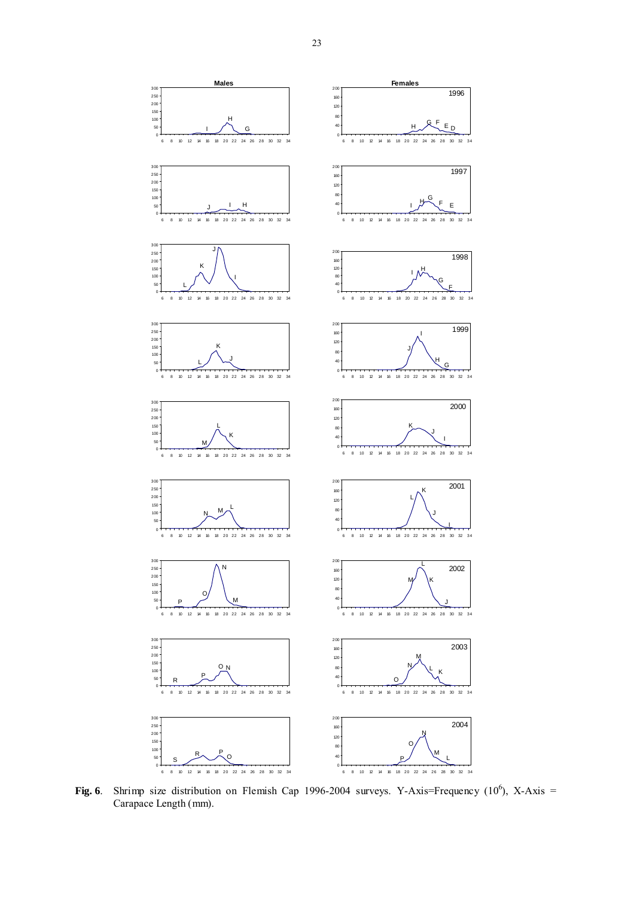**Fig. 6**. Shrimp size distribution on Flemish Cap 1996-2004 surveys. Y-Axis=Frequency ($10^6$), X-Axis = Carapace Length (mm).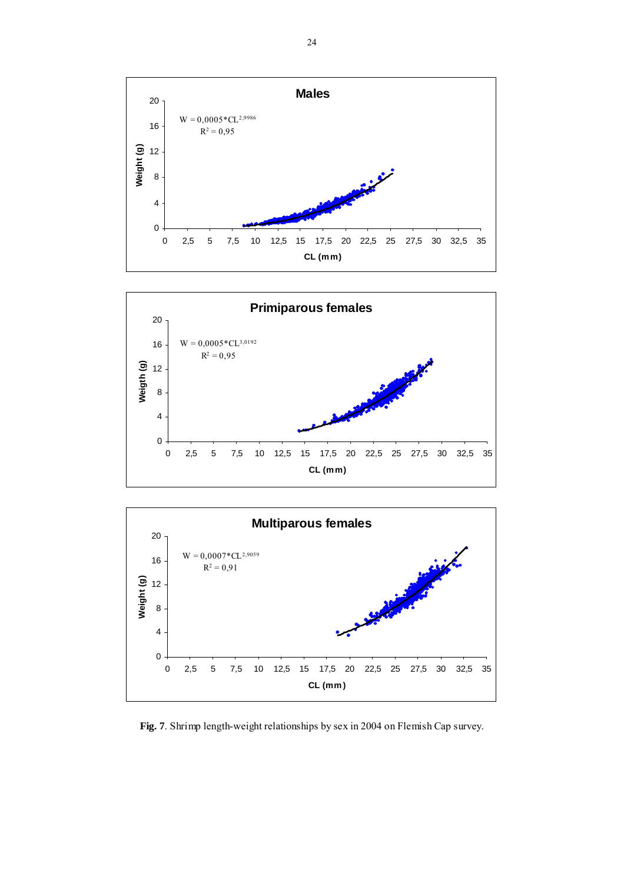**Males**

$W = 0,0005*CL^{2,9986}$

$R^2 = 0,95$

**Primiparous females**

$W = 0,0005*CL^{3,0192}$

$R^2 = 0,95$

**Multiparous females**

$W = 0,0007*CL^{2,9059}$

$R^2 = 0,91$

**Fig. 7**. Shrimp length-weight relationships by sex in 2004 on Flemish Cap survey.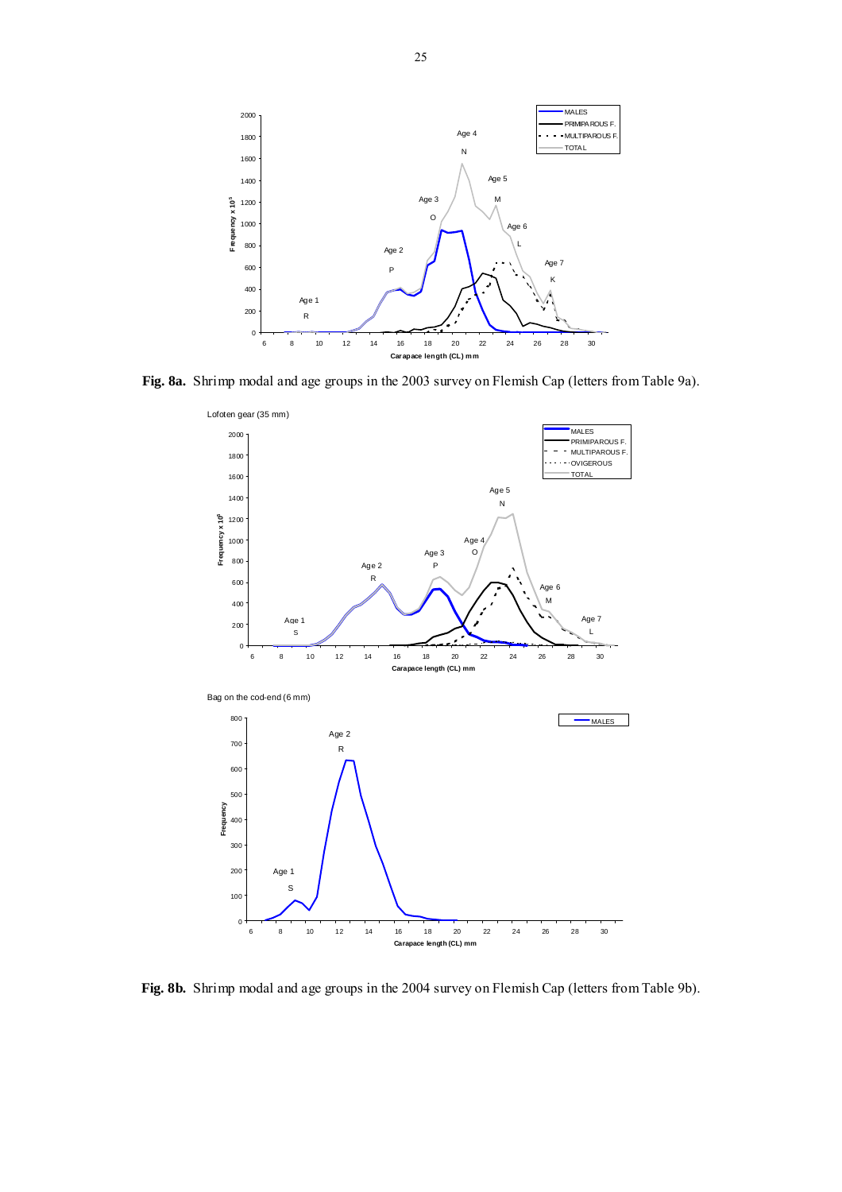Age 1
R
Age 2
P
Age 3
O
Age 4
N
Age 5
M
Age 6
L
Age 7
K

MALES
PRIMIPAROUS F.
MULTIPAROUS F.
TOTAL

Frequency x $10^5$

2000
1800
1600
1400
1200
1000
800
600
400
200
0

6 8 10 12 14 16 18 20 22 24 26 28 30

Carapace length (CL) mm

**Fig. 8a.** Shrimp modal and age groups in the 2003 survey on Flemish Cap (letters from Table 9a).

Lofoten gear (35 mm)

Age 1
S
Age 2
R
Age 3
P
Age 4
O
Age 5
N
Age 6
M
Age 7
L

MALES
PRIMIPAROUS F.
MULTIPAROUS F.
OVIGEROUS
TOTAL

Frequency x $10^5$

2000
1800
1600
1400
1200
1000
800
600
400
200
0

6 8 10 12 14 16 18 20 22 24 26 28 30

Carapace length (CL) mm

Bag on the cod-end (6 mm)

Age 1
S
Age 2
R

MALES

Frequency

800
700
600
500
400
300
200
100
0

6 8 10 12 14 16 18 20 22 24 26 28 30

Carapace length (CL) mm

**Fig. 8b.** Shrimp modal and age groups in the 2004 survey on Flemish Cap (letters from Table 9b).